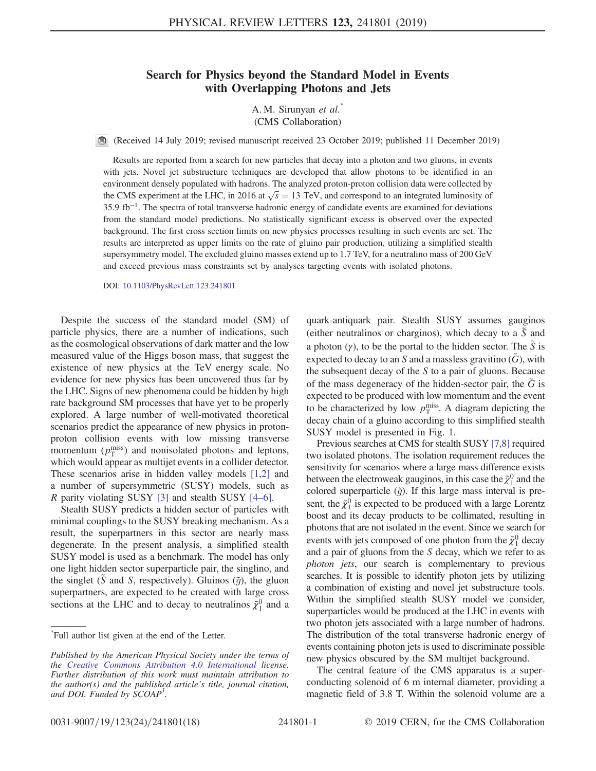# Search for Physics beyond the Standard Model in Events with Overlapping Photons and Jets

A. M. Sirunyan *et al.*[*]
(CMS Collaboration)

(Received 14 July 2019; revised manuscript received 23 October 2019; published 11 December 2019)

Results are reported from a search for new particles that decay into a photon and two gluons, in events with jets. Novel jet substructure techniques are developed that allow photons to be identified in an environment densely populated with hadrons. The analyzed proton-proton collision data were collected by the CMS experiment at the LHC, in 2016 at $\sqrt{s} = 13$ TeV, and correspond to an integrated luminosity of 35.9 fb$^{-1}$. The spectra of total transverse hadronic energy of candidate events are examined for deviations from the standard model predictions. No statistically significant excess is observed over the expected background. The first cross section limits on new physics processes resulting in such events are set. The results are interpreted as upper limits on the rate of gluino pair production, utilizing a simplified stealth supersymmetry model. The excluded gluino masses extend up to 1.7 TeV, for a neutralino mass of 200 GeV and exceed previous mass constraints set by analyses targeting events with isolated photons.

DOI: 10.1103/PhysRevLett.123.241801

Despite the success of the standard model (SM) of particle physics, there are a number of indications, such as the cosmological observations of dark matter and the low measured value of the Higgs boson mass, that suggest the existence of new physics at the TeV energy scale. No evidence for new physics has been uncovered thus far by the LHC. Signs of new phenomena could be hidden by high rate background SM processes that have yet to be properly explored. A large number of well-motivated theoretical scenarios predict the appearance of new physics in proton-proton collision events with low missing transverse momentum ($p_{\mathrm{T}}^{\mathrm{miss}}$) and nonisolated photons and leptons, which would appear as multijet events in a collider detector. These scenarios arise in hidden valley models [1,2] and a number of supersymmetric (SUSY) models, such as $R$ parity violating SUSY [3] and stealth SUSY [4–6].

Stealth SUSY predicts a hidden sector of particles with minimal couplings to the SUSY breaking mechanism. As a result, the superpartners in this sector are nearly mass degenerate. In the present analysis, a simplified stealth SUSY model is used as a benchmark. The model has only one light hidden sector superparticle pair, the singlino, and the singlet ($\tilde{S}$ and $S$, respectively). Gluinos ($\tilde{g}$), the gluon superpartners, are expected to be created with large cross sections at the LHC and to decay to neutralinos $\tilde{\chi}_1^0$ and a quark-antiquark pair. Stealth SUSY assumes gauginos (either neutralinos or charginos), which decay to a $\tilde{S}$ and a photon ($\gamma$), to be the portal to the hidden sector. The $\tilde{S}$ is expected to decay to an $S$ and a massless gravitino ($\tilde{G}$), with the subsequent decay of the $S$ to a pair of gluons. Because of the mass degeneracy of the hidden-sector pair, the $\tilde{G}$ is expected to be produced with low momentum and the event to be characterized by low $p_{\mathrm{T}}^{\mathrm{miss}}$. A diagram depicting the decay chain of a gluino according to this simplified stealth SUSY model is presented in Fig. 1.

Previous searches at CMS for stealth SUSY [7,8] required two isolated photons. The isolation requirement reduces the sensitivity for scenarios where a large mass difference exists between the electroweak gauginos, in this case the $\tilde{\chi}_1^0$ and the colored superparticle ($\tilde{g}$). If this large mass interval is present, the $\tilde{\chi}_1^0$ is expected to be produced with a large Lorentz boost and its decay products to be collimated, resulting in photons that are not isolated in the event. Since we search for events with jets composed of one photon from the $\tilde{\chi}_1^0$ decay and a pair of gluons from the $S$ decay, which we refer to as *photon jets*, our search is complementary to previous searches. It is possible to identify photon jets by utilizing a combination of existing and novel jet substructure tools. Within the simplified stealth SUSY model we consider, superparticles would be produced at the LHC in events with two photon jets associated with a large number of hadrons. The distribution of the total transverse hadronic energy of events containing photon jets is used to discriminate possible new physics obscured by the SM multijet background.

The central feature of the CMS apparatus is a superconducting solenoid of 6 m internal diameter, providing a magnetic field of 3.8 T. Within the solenoid volume are a

---

[*] Full author list given at the end of the Letter.

*Published by the American Physical Society under the terms of the Creative Commons Attribution 4.0 International license. Further distribution of this work must maintain attribution to the author(s) and the published article's title, journal citation, and DOI. Funded by SCOAP$^3$.*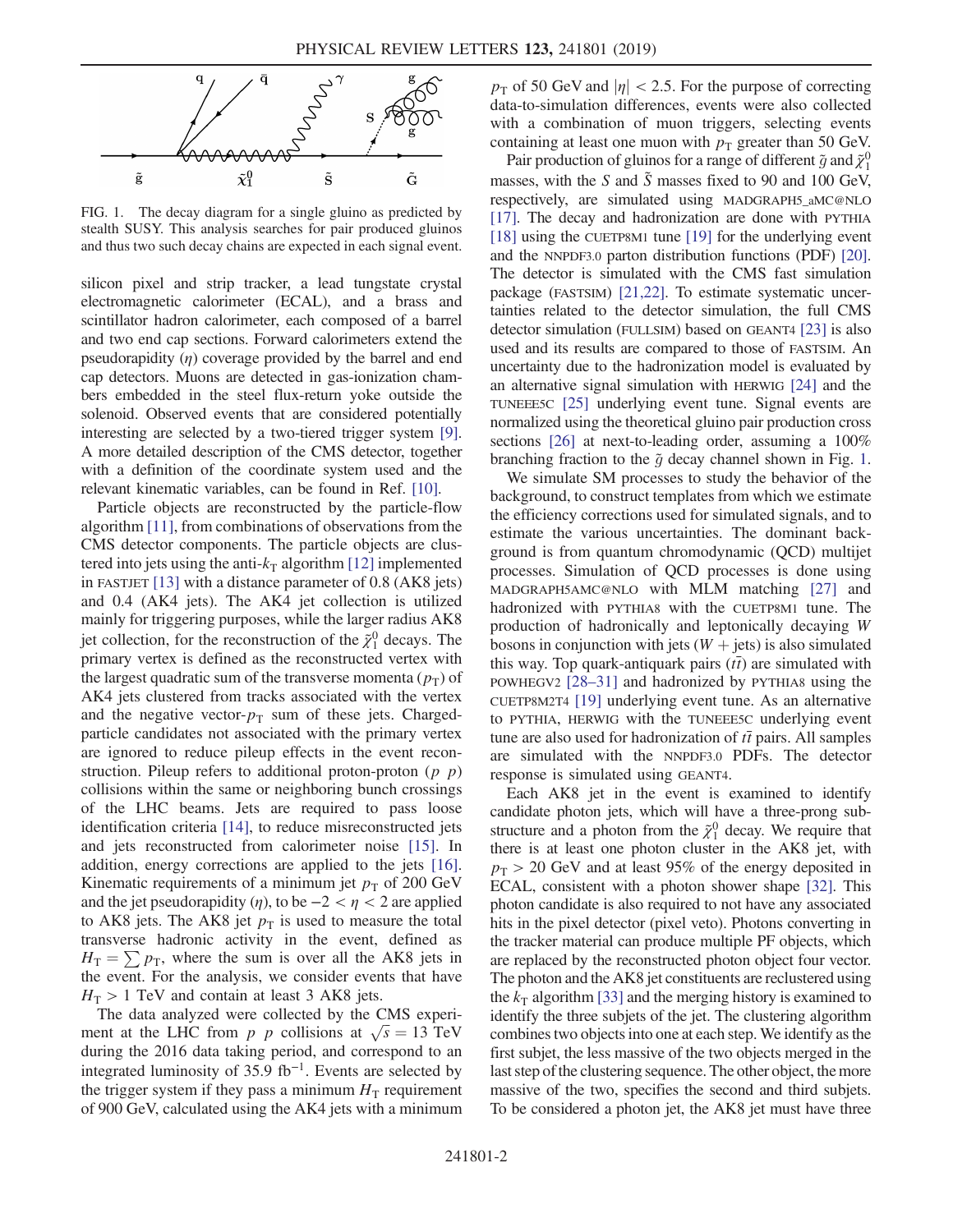FIG. 1. The decay diagram for a single gluino as predicted by stealth SUSY. This analysis searches for pair produced gluinos and thus two such decay chains are expected in each signal event.

silicon pixel and strip tracker, a lead tungstate crystal electromagnetic calorimeter (ECAL), and a brass and scintillator hadron calorimeter, each composed of a barrel and two end cap sections. Forward calorimeters extend the pseudorapidity ($\eta$) coverage provided by the barrel and end cap detectors. Muons are detected in gas-ionization chambers embedded in the steel flux-return yoke outside the solenoid. Observed events that are considered potentially interesting are selected by a two-tiered trigger system [9]. A more detailed description of the CMS detector, together with a definition of the coordinate system used and the relevant kinematic variables, can be found in Ref. [10].

Particle objects are reconstructed by the particle-flow algorithm [11], from combinations of observations from the CMS detector components. The particle objects are clustered into jets using the anti-$k_T$ algorithm [12] implemented in FASTJET [13] with a distance parameter of 0.8 (AK8 jets) and 0.4 (AK4 jets). The AK4 jet collection is utilized mainly for triggering purposes, while the larger radius AK8 jet collection, for the reconstruction of the $\tilde{\chi}_1^0$ decays. The primary vertex is defined as the reconstructed vertex with the largest quadratic sum of the transverse momenta ($p_T$) of AK4 jets clustered from tracks associated with the vertex and the negative vector-$p_T$ sum of these jets. Charged-particle candidates not associated with the primary vertex are ignored to reduce pileup effects in the event reconstruction. Pileup refers to additional proton-proton ($p\ p$) collisions within the same or neighboring bunch crossings of the LHC beams. Jets are required to pass loose identification criteria [14], to reduce misreconstructed jets and jets reconstructed from calorimeter noise [15]. In addition, energy corrections are applied to the jets [16]. Kinematic requirements of a minimum jet $p_T$ of 200 GeV and the jet pseudorapidity ($\eta$), to be $-2 < \eta < 2$ are applied to AK8 jets. The AK8 jet $p_T$ is used to measure the total transverse hadronic activity in the event, defined as $H_T = \sum p_T$, where the sum is over all the AK8 jets in the event. For the analysis, we consider events that have $H_T > 1$ TeV and contain at least 3 AK8 jets.

The data analyzed were collected by the CMS experiment at the LHC from $p\ p$ collisions at $\sqrt{s} = 13$ TeV during the 2016 data taking period, and correspond to an integrated luminosity of 35.9 fb$^{-1}$. Events are selected by the trigger system if they pass a minimum $H_T$ requirement of 900 GeV, calculated using the AK4 jets with a minimum $p_T$ of 50 GeV and $|\eta| < 2.5$. For the purpose of correcting data-to-simulation differences, events were also collected with a combination of muon triggers, selecting events containing at least one muon with $p_T$ greater than 50 GeV.

Pair production of gluinos for a range of different $\tilde{g}$ and $\tilde{\chi}_1^0$ masses, with the $S$ and $\tilde{S}$ masses fixed to 90 and 100 GeV, respectively, are simulated using MADGRAPH5_aMC@NLO [17]. The decay and hadronization are done with PYTHIA [18] using the CUETP8M1 tune [19] for the underlying event and the NNPDF3.0 parton distribution functions (PDF) [20]. The detector is simulated with the CMS fast simulation package (FASTSIM) [21,22]. To estimate systematic uncertainties related to the detector simulation, the full CMS detector simulation (FULLSIM) based on GEANT4 [23] is also used and its results are compared to those of FASTSIM. An uncertainty due to the hadronization model is evaluated by an alternative signal simulation with HERWIG [24] and the TUNEEE5C [25] underlying event tune. Signal events are normalized using the theoretical gluino pair production cross sections [26] at next-to-leading order, assuming a 100% branching fraction to the $\tilde{g}$ decay channel shown in Fig. 1.

We simulate SM processes to study the behavior of the background, to construct templates from which we estimate the efficiency corrections used for simulated signals, and to estimate the various uncertainties. The dominant background is from quantum chromodynamic (QCD) multijet processes. Simulation of QCD processes is done using MADGRAPH5AMC@NLO with MLM matching [27] and hadronized with PYTHIA8 with the CUETP8M1 tune. The production of hadronically and leptonically decaying $W$ bosons in conjunction with jets ($W$ + jets) is also simulated this way. Top quark-antiquark pairs ($t\bar{t}$) are simulated with POWHEGV2 [28–31] and hadronized by PYTHIA8 using the CUETP8M2T4 [19] underlying event tune. As an alternative to PYTHIA, HERWIG with the TUNEEE5C underlying event tune are also used for hadronization of $t\bar{t}$ pairs. All samples are simulated with the NNPDF3.0 PDFs. The detector response is simulated using GEANT4.

Each AK8 jet in the event is examined to identify candidate photon jets, which will have a three-prong substructure and a photon from the $\tilde{\chi}_1^0$ decay. We require that there is at least one photon cluster in the AK8 jet, with $p_T > 20$ GeV and at least 95% of the energy deposited in ECAL, consistent with a photon shower shape [32]. This photon candidate is also required to not have any associated hits in the pixel detector (pixel veto). Photons converting in the tracker material can produce multiple PF objects, which are replaced by the reconstructed photon object four vector. The photon and the AK8 jet constituents are reclustered using the $k_T$ algorithm [33] and the merging history is examined to identify the three subjets of the jet. The clustering algorithm combines two objects into one at each step. We identify as the first subjet, the less massive of the two objects merged in the last step of the clustering sequence. The other object, the more massive of the two, specifies the second and third subjets. To be considered a photon jet, the AK8 jet must have three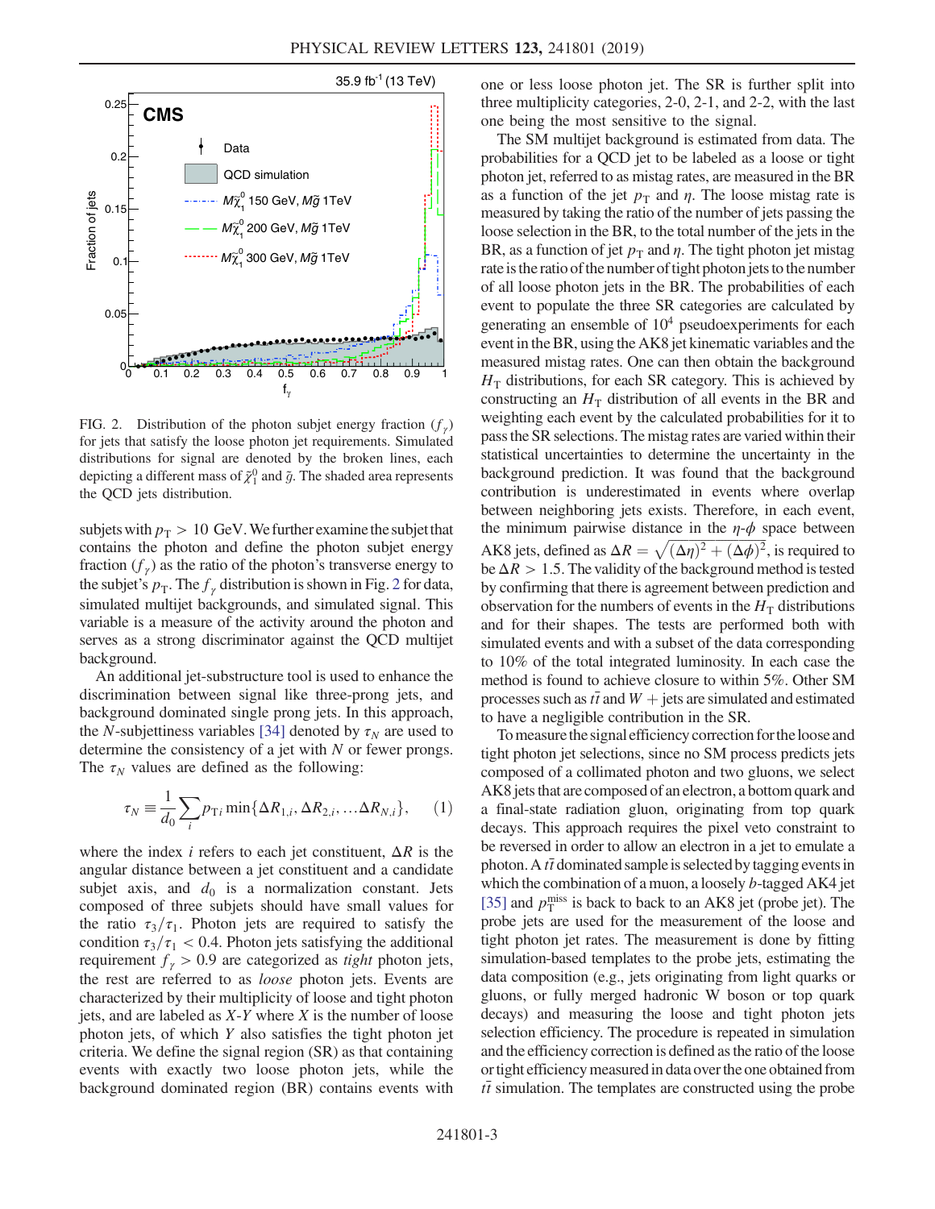FIG. 2. Distribution of the photon subjet energy fraction ($f_\gamma$) for jets that satisfy the loose photon jet requirements. Simulated distributions for signal are denoted by the broken lines, each depicting a different mass of $\tilde{\chi}^0_1$ and $\tilde{g}$. The shaded area represents the QCD jets distribution.

subjets with $p_T > 10$ GeV. We further examine the subjet that contains the photon and define the photon subjet energy fraction ($f_\gamma$) as the ratio of the photon's transverse energy to the subjet's $p_T$. The $f_\gamma$ distribution is shown in Fig. 2 for data, simulated multijet backgrounds, and simulated signal. This variable is a measure of the activity around the photon and serves as a strong discriminator against the QCD multijet background.

An additional jet-substructure tool is used to enhance the discrimination between signal like three-prong jets, and background dominated single prong jets. In this approach, the $N$-subjettiness variables [34] denoted by $\tau_N$ are used to determine the consistency of a jet with $N$ or fewer prongs. The $\tau_N$ values are defined as the following:

$$\tau_N \equiv \frac{1}{d_0} \sum_i p_{Ti} \min\{\Delta R_{1,i}, \Delta R_{2,i}, \ldots \Delta R_{N,i}\}, \quad (1)$$

where the index $i$ refers to each jet constituent, $\Delta R$ is the angular distance between a jet constituent and a candidate subjet axis, and $d_0$ is a normalization constant. Jets composed of three subjets should have small values for the ratio $\tau_3/\tau_1$. Photon jets are required to satisfy the condition $\tau_3/\tau_1 < 0.4$. Photon jets satisfying the additional requirement $f_\gamma > 0.9$ are categorized as *tight* photon jets, the rest are referred to as *loose* photon jets. Events are characterized by their multiplicity of loose and tight photon jets, and are labeled as $X$-$Y$ where $X$ is the number of loose photon jets, of which $Y$ also satisfies the tight photon jet criteria. We define the signal region (SR) as that containing events with exactly two loose photon jets, while the background dominated region (BR) contains events with one or less loose photon jet. The SR is further split into three multiplicity categories, 2-0, 2-1, and 2-2, with the last one being the most sensitive to the signal.

The SM multijet background is estimated from data. The probabilities for a QCD jet to be labeled as a loose or tight photon jet, referred to as mistag rates, are measured in the BR as a function of the jet $p_T$ and $\eta$. The loose mistag rate is measured by taking the ratio of the number of jets passing the loose selection in the BR, to the total number of the jets in the BR, as a function of jet $p_T$ and $\eta$. The tight photon jet mistag rate is the ratio of the number of tight photon jets to the number of all loose photon jets in the BR. The probabilities of each event to populate the three SR categories are calculated by generating an ensemble of $10^4$ pseudoexperiments for each event in the BR, using the AK8 jet kinematic variables and the measured mistag rates. One can then obtain the background $H_T$ distributions, for each SR category. This is achieved by constructing an $H_T$ distribution of all events in the BR and weighting each event by the calculated probabilities for it to pass the SR selections. The mistag rates are varied within their statistical uncertainties to determine the uncertainty in the background prediction. It was found that the background contribution is underestimated in events where overlap between neighboring jets exists. Therefore, in each event, the minimum pairwise distance in the $\eta$-$\phi$ space between AK8 jets, defined as $\Delta R = \sqrt{(\Delta\eta)^2 + (\Delta\phi)^2}$, is required to be $\Delta R > 1.5$. The validity of the background method is tested by confirming that there is agreement between prediction and observation for the numbers of events in the $H_T$ distributions and for their shapes. The tests are performed both with simulated events and with a subset of the data corresponding to 10% of the total integrated luminosity. In each case the method is found to achieve closure to within 5%. Other SM processes such as $t\bar{t}$ and $W$ + jets are simulated and estimated to have a negligible contribution in the SR.

To measure the signal efficiency correction for the loose and tight photon jet selections, since no SM process predicts jets composed of a collimated photon and two gluons, we select AK8 jets that are composed of an electron, a bottom quark and a final-state radiation gluon, originating from top quark decays. This approach requires the pixel veto constraint to be reversed in order to allow an electron in a jet to emulate a photon. A $t\bar{t}$ dominated sample is selected by tagging events in which the combination of a muon, a loosely $b$-tagged AK4 jet [35] and $p_T^{\text{miss}}$ is back to back to an AK8 jet (probe jet). The probe jets are used for the measurement of the loose and tight photon jet rates. The measurement is done by fitting simulation-based templates to the probe jets, estimating the data composition (e.g., jets originating from light quarks or gluons, or fully merged hadronic W boson or top quark decays) and measuring the loose and tight photon jets selection efficiency. The procedure is repeated in simulation and the efficiency correction is defined as the ratio of the loose or tight efficiency measured in data over the one obtained from $t\bar{t}$ simulation. The templates are constructed using the probe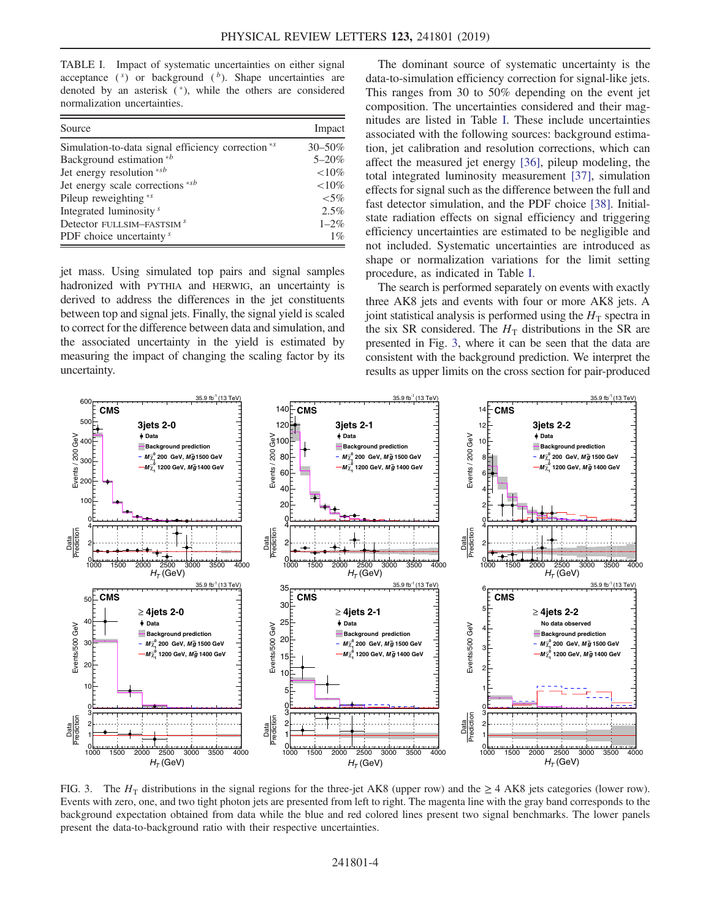TABLE I. Impact of systematic uncertainties on either signal acceptance ($^s$) or background ($^b$). Shape uncertainties are denoted by an asterisk ($^*$), while the others are considered normalization uncertainties.

| Source | Impact |
|---|---|
| Simulation-to-data signal efficiency correction $^{*s}$ | 30–50% |
| Background estimation $^{*b}$ | 5–20% |
| Jet energy resolution $^{*sb}$ | <10% |
| Jet energy scale corrections $^{*sb}$ | <10% |
| Pileup reweighting $^{*s}$ | <5% |
| Integrated luminosity $^{s}$ | 2.5% |
| Detector FULLSIM–FASTSIM $^{s}$ | 1–2% |
| PDF choice uncertainty $^{s}$ | 1% |

jet mass. Using simulated top pairs and signal samples hadronized with PYTHIA and HERWIG, an uncertainty is derived to address the differences in the jet constituents between top and signal jets. Finally, the signal yield is scaled to correct for the difference between data and simulation, and the associated uncertainty in the yield is estimated by measuring the impact of changing the scaling factor by its uncertainty.

The dominant source of systematic uncertainty is the data-to-simulation efficiency correction for signal-like jets. This ranges from 30 to 50% depending on the event jet composition. The uncertainties considered and their magnitudes are listed in Table I. These include uncertainties associated with the following sources: background estimation, jet calibration and resolution corrections, which can affect the measured jet energy [36], pileup modeling, the total integrated luminosity measurement [37], simulation effects for signal such as the difference between the full and fast detector simulation, and the PDF choice [38]. Initial-state radiation effects on signal efficiency and triggering efficiency uncertainties are estimated to be negligible and not included. Systematic uncertainties are introduced as shape or normalization variations for the limit setting procedure, as indicated in Table I.

The search is performed separately on events with exactly three AK8 jets and events with four or more AK8 jets. A joint statistical analysis is performed using the $H_T$ spectra in the six SR considered. The $H_T$ distributions in the SR are presented in Fig. 3, where it can be seen that the data are consistent with the background prediction. We interpret the results as upper limits on the cross section for pair-produced

FIG. 3. The $H_T$ distributions in the signal regions for the three-jet AK8 (upper row) and the $\geq 4$ AK8 jets categories (lower row). Events with zero, one, and two tight photon jets are presented from left to right. The magenta line with the gray band corresponds to the background expectation obtained from data while the blue and red colored lines present two signal benchmarks. The lower panels present the data-to-background ratio with their respective uncertainties.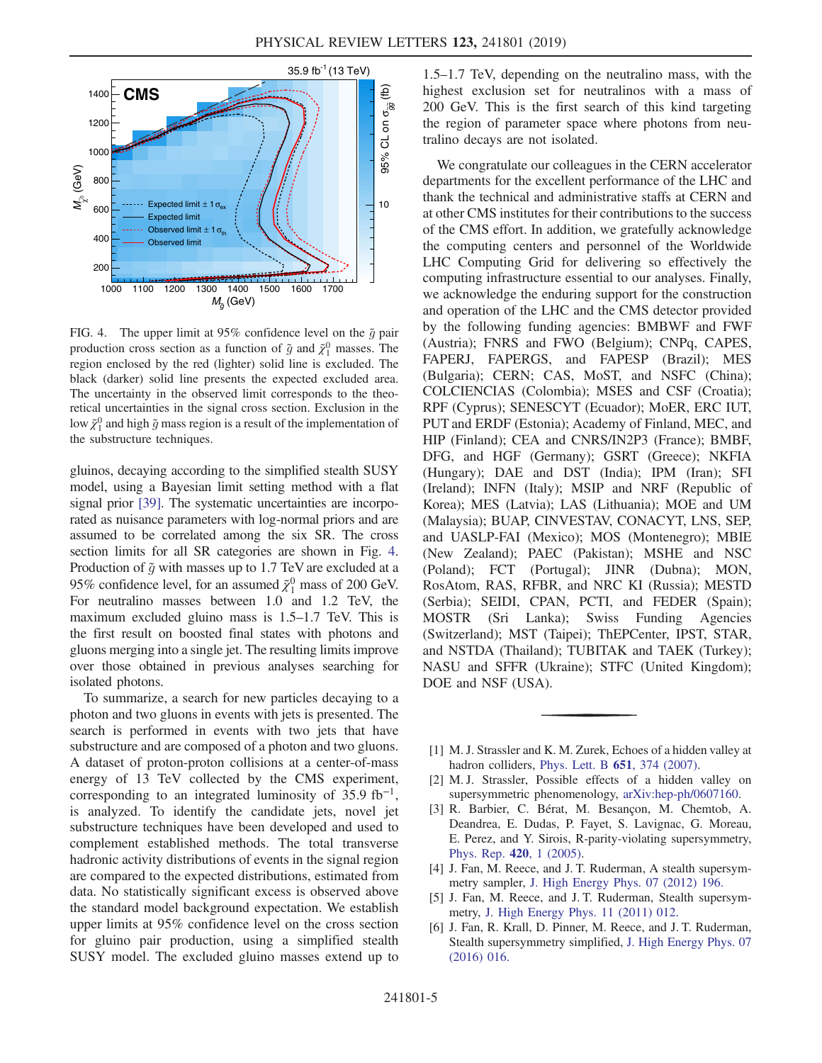FIG. 4. The upper limit at 95% confidence level on the $\tilde{g}$ pair production cross section as a function of $\tilde{g}$ and $\tilde{\chi}_1^0$ masses. The region enclosed by the red (lighter) solid line is excluded. The black (darker) solid line presents the expected excluded area. The uncertainty in the observed limit corresponds to the theoretical uncertainties in the signal cross section. Exclusion in the low $\tilde{\chi}_1^0$ and high $\tilde{g}$ mass region is a result of the implementation of the substructure techniques.

gluinos, decaying according to the simplified stealth SUSY model, using a Bayesian limit setting method with a flat signal prior [39]. The systematic uncertainties are incorporated as nuisance parameters with log-normal priors and are assumed to be correlated among the six SR. The cross section limits for all SR categories are shown in Fig. 4. Production of $\tilde{g}$ with masses up to 1.7 TeV are excluded at a 95% confidence level, for an assumed $\tilde{\chi}_1^0$ mass of 200 GeV. For neutralino masses between 1.0 and 1.2 TeV, the maximum excluded gluino mass is 1.5–1.7 TeV. This is the first result on boosted final states with photons and gluons merging into a single jet. The resulting limits improve over those obtained in previous analyses searching for isolated photons.

To summarize, a search for new particles decaying to a photon and two gluons in events with jets is presented. The search is performed in events with two jets that have substructure and are composed of a photon and two gluons. A dataset of proton-proton collisions at a center-of-mass energy of 13 TeV collected by the CMS experiment, corresponding to an integrated luminosity of 35.9 $\mathrm{fb}^{-1}$, is analyzed. To identify the candidate jets, novel jet substructure techniques have been developed and used to complement established methods. The total transverse hadronic activity distributions of events in the signal region are compared to the expected distributions, estimated from data. No statistically significant excess is observed above the standard model background expectation. We establish upper limits at 95% confidence level on the cross section for gluino pair production, using a simplified stealth SUSY model. The excluded gluino masses extend up to 1.5–1.7 TeV, depending on the neutralino mass, with the highest exclusion set for neutralinos with a mass of 200 GeV. This is the first search of this kind targeting the region of parameter space where photons from neutralino decays are not isolated.

We congratulate our colleagues in the CERN accelerator departments for the excellent performance of the LHC and thank the technical and administrative staffs at CERN and at other CMS institutes for their contributions to the success of the CMS effort. In addition, we gratefully acknowledge the computing centers and personnel of the Worldwide LHC Computing Grid for delivering so effectively the computing infrastructure essential to our analyses. Finally, we acknowledge the enduring support for the construction and operation of the LHC and the CMS detector provided by the following funding agencies: BMBWF and FWF (Austria); FNRS and FWO (Belgium); CNPq, CAPES, FAPERJ, FAPERGS, and FAPESP (Brazil); MES (Bulgaria); CERN; CAS, MoST, and NSFC (China); COLCIENCIAS (Colombia); MSES and CSF (Croatia); RPF (Cyprus); SENESCYT (Ecuador); MoER, ERC IUT, PUT and ERDF (Estonia); Academy of Finland, MEC, and HIP (Finland); CEA and CNRS/IN2P3 (France); BMBF, DFG, and HGF (Germany); GSRT (Greece); NKFIA (Hungary); DAE and DST (India); IPM (Iran); SFI (Ireland); INFN (Italy); MSIP and NRF (Republic of Korea); MES (Latvia); LAS (Lithuania); MOE and UM (Malaysia); BUAP, CINVESTAV, CONACYT, LNS, SEP, and UASLP-FAI (Mexico); MOS (Montenegro); MBIE (New Zealand); PAEC (Pakistan); MSHE and NSC (Poland); FCT (Portugal); JINR (Dubna); MON, RosAtom, RAS, RFBR, and NRC KI (Russia); MESTD (Serbia); SEIDI, CPAN, PCTI, and FEDER (Spain); MOSTR (Sri Lanka); Swiss Funding Agencies (Switzerland); MST (Taipei); ThEPCenter, IPST, STAR, and NSTDA (Thailand); TUBITAK and TAEK (Turkey); NASU and SFFR (Ukraine); STFC (United Kingdom); DOE and NSF (USA).

---

[1] M. J. Strassler and K. M. Zurek, Echoes of a hidden valley at hadron colliders, Phys. Lett. B **651**, 374 (2007).

[2] M. J. Strassler, Possible effects of a hidden valley on supersymmetric phenomenology, arXiv:hep-ph/0607160.

[3] R. Barbier, C. Bérat, M. Besançon, M. Chemtob, A. Deandrea, E. Dudas, P. Fayet, S. Lavignac, G. Moreau, E. Perez, and Y. Sirois, R-parity-violating supersymmetry, Phys. Rep. **420**, 1 (2005).

[4] J. Fan, M. Reece, and J. T. Ruderman, A stealth supersymmetry sampler, J. High Energy Phys. 07 (2012) 196.

[5] J. Fan, M. Reece, and J. T. Ruderman, Stealth supersymmetry, J. High Energy Phys. 11 (2011) 012.

[6] J. Fan, R. Krall, D. Pinner, M. Reece, and J. T. Ruderman, Stealth supersymmetry simplified, J. High Energy Phys. 07 (2016) 016.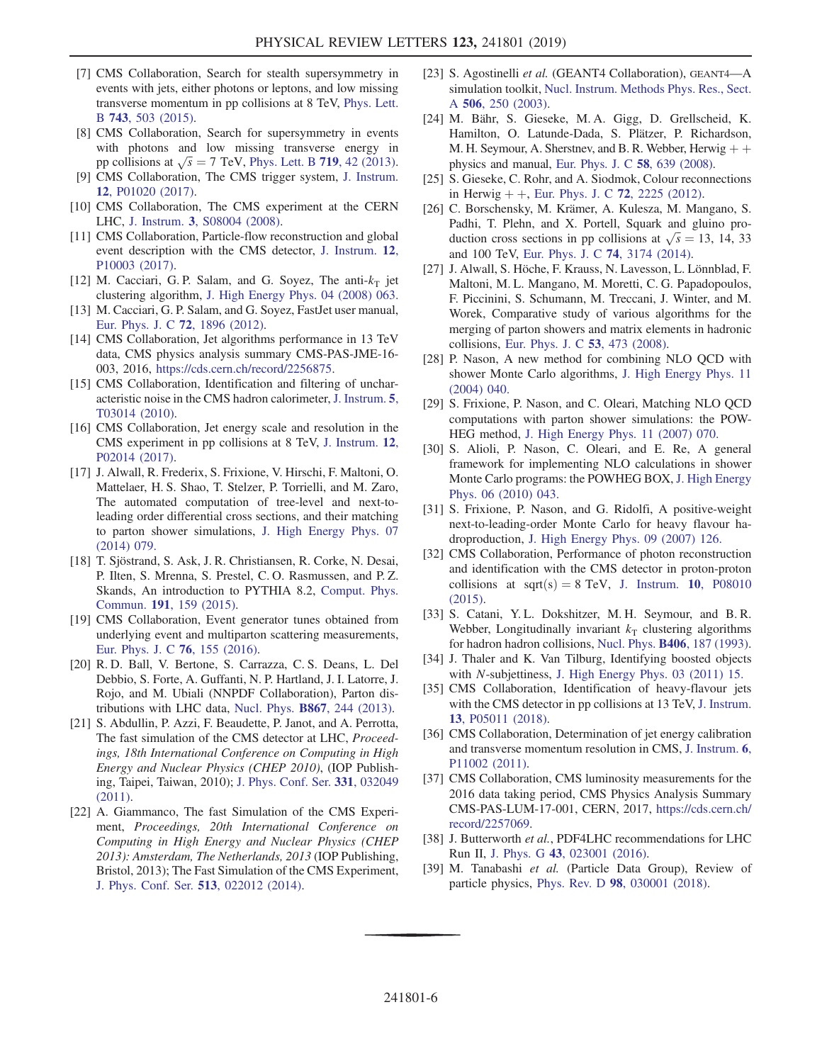[7] CMS Collaboration, Search for stealth supersymmetry in events with jets, either photons or leptons, and low missing transverse momentum in pp collisions at 8 TeV, Phys. Lett. B **743**, 503 (2015).

[8] CMS Collaboration, Search for supersymmetry in events with photons and low missing transverse energy in pp collisions at $\sqrt{s} = 7$ TeV, Phys. Lett. B **719**, 42 (2013).

[9] CMS Collaboration, The CMS trigger system, J. Instrum. **12**, P01020 (2017).

[10] CMS Collaboration, The CMS experiment at the CERN LHC, J. Instrum. **3**, S08004 (2008).

[11] CMS Collaboration, Particle-flow reconstruction and global event description with the CMS detector, J. Instrum. **12**, P10003 (2017).

[12] M. Cacciari, G. P. Salam, and G. Soyez, The anti-$k_T$ jet clustering algorithm, J. High Energy Phys. 04 (2008) 063.

[13] M. Cacciari, G. P. Salam, and G. Soyez, FastJet user manual, Eur. Phys. J. C **72**, 1896 (2012).

[14] CMS Collaboration, Jet algorithms performance in 13 TeV data, CMS physics analysis summary CMS-PAS-JME-16-003, 2016, https://cds.cern.ch/record/2256875.

[15] CMS Collaboration, Identification and filtering of uncharacteristic noise in the CMS hadron calorimeter, J. Instrum. **5**, T03014 (2010).

[16] CMS Collaboration, Jet energy scale and resolution in the CMS experiment in pp collisions at 8 TeV, J. Instrum. **12**, P02014 (2017).

[17] J. Alwall, R. Frederix, S. Frixione, V. Hirschi, F. Maltoni, O. Mattelaer, H. S. Shao, T. Stelzer, P. Torrielli, and M. Zaro, The automated computation of tree-level and next-to-leading order differential cross sections, and their matching to parton shower simulations, J. High Energy Phys. 07 (2014) 079.

[18] T. Sjöstrand, S. Ask, J. R. Christiansen, R. Corke, N. Desai, P. Ilten, S. Mrenna, S. Prestel, C. O. Rasmussen, and P. Z. Skands, An introduction to PYTHIA 8.2, Comput. Phys. Commun. **191**, 159 (2015).

[19] CMS Collaboration, Event generator tunes obtained from underlying event and multiparton scattering measurements, Eur. Phys. J. C **76**, 155 (2016).

[20] R. D. Ball, V. Bertone, S. Carrazza, C. S. Deans, L. Del Debbio, S. Forte, A. Guffanti, N. P. Hartland, J. I. Latorre, J. Rojo, and M. Ubiali (NNPDF Collaboration), Parton distributions with LHC data, Nucl. Phys. **B867**, 244 (2013).

[21] S. Abdullin, P. Azzi, F. Beaudette, P. Janot, and A. Perrotta, The fast simulation of the CMS detector at LHC, *Proceedings, 18th International Conference on Computing in High Energy and Nuclear Physics (CHEP 2010)*, (IOP Publishing, Taipei, Taiwan, 2010); J. Phys. Conf. Ser. **331**, 032049 (2011).

[22] A. Giammanco, The fast Simulation of the CMS Experiment, *Proceedings, 20th International Conference on Computing in High Energy and Nuclear Physics (CHEP 2013): Amsterdam, The Netherlands, 2013* (IOP Publishing, Bristol, 2013); The Fast Simulation of the CMS Experiment, J. Phys. Conf. Ser. **513**, 022012 (2014).

[23] S. Agostinelli *et al.* (GEANT4 Collaboration), GEANT4—A simulation toolkit, Nucl. Instrum. Methods Phys. Res., Sect. A **506**, 250 (2003).

[24] M. Bähr, S. Gieseke, M. A. Gigg, D. Grellscheid, K. Hamilton, O. Latunde-Dada, S. Plätzer, P. Richardson, M. H. Seymour, A. Sherstnev, and B. R. Webber, Herwig + + physics and manual, Eur. Phys. J. C **58**, 639 (2008).

[25] S. Gieseke, C. Rohr, and A. Siodmok, Colour reconnections in Herwig + +, Eur. Phys. J. C **72**, 2225 (2012).

[26] C. Borschensky, M. Krämer, A. Kulesza, M. Mangano, S. Padhi, T. Plehn, and X. Portell, Squark and gluino production cross sections in pp collisions at $\sqrt{s} = 13$, 14, 33 and 100 TeV, Eur. Phys. J. C **74**, 3174 (2014).

[27] J. Alwall, S. Höche, F. Krauss, N. Lavesson, L. Lönnblad, F. Maltoni, M. L. Mangano, M. Moretti, C. G. Papadopoulos, F. Piccinini, S. Schumann, M. Treccani, J. Winter, and M. Worek, Comparative study of various algorithms for the merging of parton showers and matrix elements in hadronic collisions, Eur. Phys. J. C **53**, 473 (2008).

[28] P. Nason, A new method for combining NLO QCD with shower Monte Carlo algorithms, J. High Energy Phys. 11 (2004) 040.

[29] S. Frixione, P. Nason, and C. Oleari, Matching NLO QCD computations with parton shower simulations: the POWHEG method, J. High Energy Phys. 11 (2007) 070.

[30] S. Alioli, P. Nason, C. Oleari, and E. Re, A general framework for implementing NLO calculations in shower Monte Carlo programs: the POWHEG BOX, J. High Energy Phys. 06 (2010) 043.

[31] S. Frixione, P. Nason, and G. Ridolfi, A positive-weight next-to-leading-order Monte Carlo for heavy flavour hadroproduction, J. High Energy Phys. 09 (2007) 126.

[32] CMS Collaboration, Performance of photon reconstruction and identification with the CMS detector in proton-proton collisions at sqrt(s) = 8 TeV, J. Instrum. **10**, P08010 (2015).

[33] S. Catani, Y. L. Dokshitzer, M. H. Seymour, and B. R. Webber, Longitudinally invariant $k_T$ clustering algorithms for hadron hadron collisions, Nucl. Phys. **B406**, 187 (1993).

[34] J. Thaler and K. Van Tilburg, Identifying boosted objects with *N*-subjettiness, J. High Energy Phys. 03 (2011) 15.

[35] CMS Collaboration, Identification of heavy-flavour jets with the CMS detector in pp collisions at 13 TeV, J. Instrum. **13**, P05011 (2018).

[36] CMS Collaboration, Determination of jet energy calibration and transverse momentum resolution in CMS, J. Instrum. **6**, P11002 (2011).

[37] CMS Collaboration, CMS luminosity measurements for the 2016 data taking period, CMS Physics Analysis Summary CMS-PAS-LUM-17-001, CERN, 2017, https://cds.cern.ch/record/2257069.

[38] J. Butterworth *et al.*, PDF4LHC recommendations for LHC Run II, J. Phys. G **43**, 023001 (2016).

[39] M. Tanabashi *et al.* (Particle Data Group), Review of particle physics, Phys. Rev. D **98**, 030001 (2018).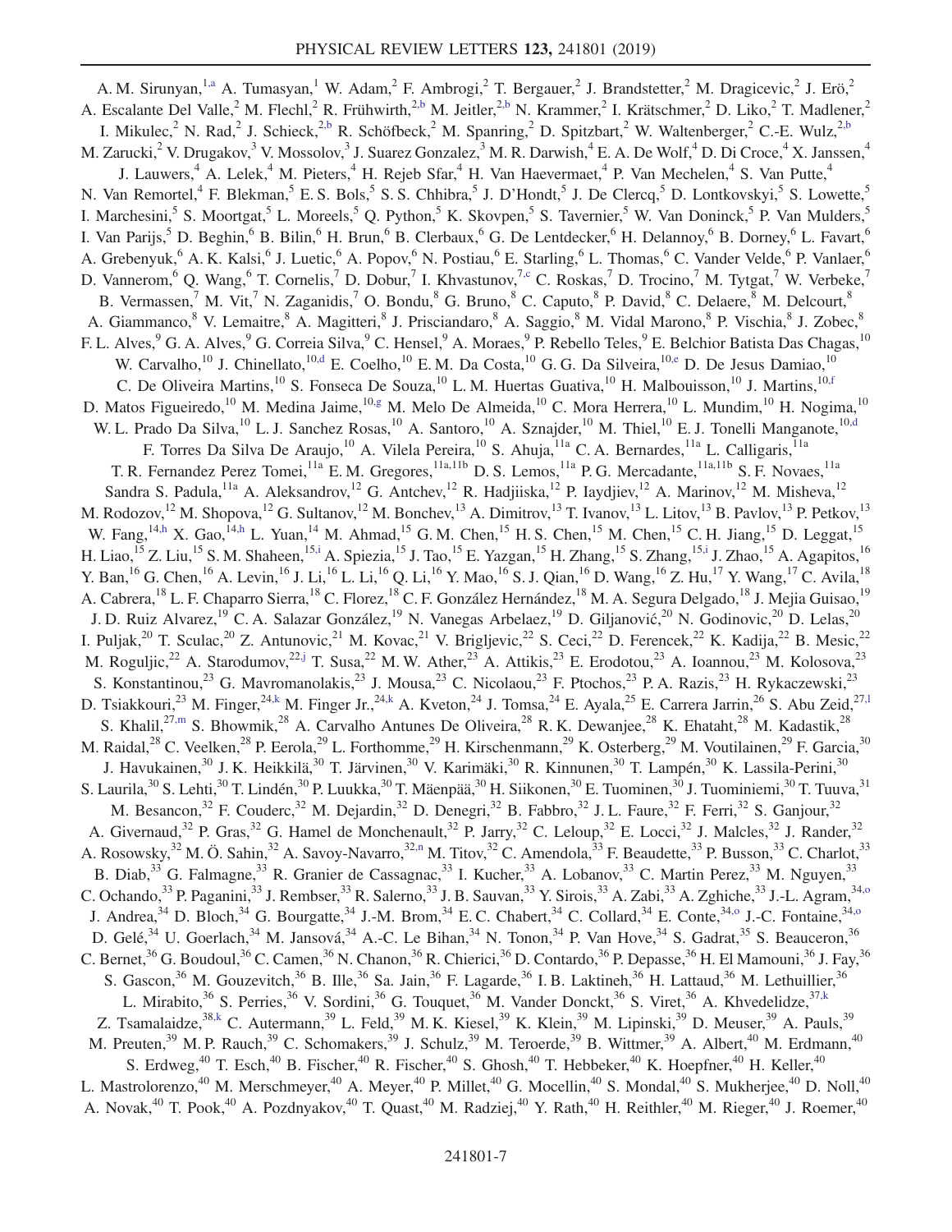A. M. Sirunyan,[1,a] A. Tumasyan,[1] W. Adam,[2] F. Ambrogi,[2] T. Bergauer,[2] J. Brandstetter,[2] M. Dragicevic,[2] J. Erö,[2] A. Escalante Del Valle,[2] M. Flechl,[2] R. Frühwirth,[2,b] M. Jeitler,[2,b] N. Krammer,[2] I. Krätschmer,[2] D. Liko,[2] T. Madlener,[2] I. Mikulec,[2] N. Rad,[2] J. Schieck,[2,b] R. Schöfbeck,[2] M. Spanring,[2] D. Spitzbart,[2] W. Waltenberger,[2] C.-E. Wulz,[2,b] M. Zarucki,[2] V. Drugakov,[3] V. Mossolov,[3] J. Suarez Gonzalez,[3] M. R. Darwish,[4] E. A. De Wolf,[4] D. Di Croce,[4] X. Janssen,[4] J. Lauwers,[4] A. Lelek,[4] M. Pieters,[4] H. Rejeb Sfar,[4] H. Van Haevermaet,[4] P. Van Mechelen,[4] S. Van Putte,[4] N. Van Remortel,[4] F. Blekman,[5] E. S. Bols,[5] S. S. Chhibra,[5] J. D'Hondt,[5] J. De Clercq,[5] D. Lontkovskyi,[5] S. Lowette,[5] I. Marchesini,[5] S. Moortgat,[5] L. Moreels,[5] Q. Python,[5] K. Skovpen,[5] S. Tavernier,[5] W. Van Doninck,[5] P. Van Mulders,[5] I. Van Parijs,[5] D. Beghin,[6] B. Bilin,[6] H. Brun,[6] B. Clerbaux,[6] G. De Lentdecker,[6] H. Delannoy,[6] B. Dorney,[6] L. Favart,[6] A. Grebenyuk,[6] A. K. Kalsi,[6] J. Luetic,[6] A. Popov,[6] N. Postiau,[6] E. Starling,[6] L. Thomas,[6] C. Vander Velde,[6] P. Vanlaer,[6] D. Vannerom,[6] Q. Wang,[6] T. Cornelis,[7] D. Dobur,[7] I. Khvastunov,[7,c] C. Roskas,[7] D. Trocino,[7] M. Tytgat,[7] W. Verbeke,[7] B. Vermassen,[7] M. Vit,[7] N. Zaganidis,[7] O. Bondu,[8] G. Bruno,[8] C. Caputo,[8] P. David,[8] C. Delaere,[8] M. Delcourt,[8] A. Giammanco,[8] V. Lemaitre,[8] A. Magitteri,[8] J. Prisciandaro,[8] A. Saggio,[8] M. Vidal Marono,[8] P. Vischia,[8] J. Zobec,[8] F. L. Alves,[9] G. A. Alves,[9] G. Correia Silva,[9] C. Hensel,[9] A. Moraes,[9] P. Rebello Teles,[9] E. Belchior Batista Das Chagas,[10] W. Carvalho,[10] J. Chinellato,[10,d] E. Coelho,[10] E. M. Da Costa,[10] G. G. Da Silveira,[10,e] D. De Jesus Damiao,[10] C. De Oliveira Martins,[10] S. Fonseca De Souza,[10] L. M. Huertas Guativa,[10] H. Malbouisson,[10] J. Martins,[10,f] D. Matos Figueiredo,[10] M. Medina Jaime,[10,g] M. Melo De Almeida,[10] C. Mora Herrera,[10] L. Mundim,[10] H. Nogima,[10] W. L. Prado Da Silva,[10] L. J. Sanchez Rosas,[10] A. Santoro,[10] A. Sznajder,[10] M. Thiel,[10] E. J. Tonelli Manganote,[10,d] F. Torres Da Silva De Araujo,[10] A. Vilela Pereira,[10] S. Ahuja,[11a] C. A. Bernardes,[11a] L. Calligaris,[11a] T. R. Fernandez Perez Tomei,[11a] E. M. Gregores,[11a,11b] D. S. Lemos,[11a] P. G. Mercadante,[11a,11b] S. F. Novaes,[11a] Sandra S. Padula,[11a] A. Aleksandrov,[12] G. Antchev,[12] R. Hadjiiska,[12] P. Iaydjiev,[12] A. Marinov,[12] M. Misheva,[12] M. Rodozov,[12] M. Shopova,[12] G. Sultanov,[12] M. Bonchev,[13] A. Dimitrov,[13] T. Ivanov,[13] L. Litov,[13] B. Pavlov,[13] P. Petkov,[13] W. Fang,[14,h] X. Gao,[14,h] L. Yuan,[14] M. Ahmad,[15] G. M. Chen,[15] H. S. Chen,[15] M. Chen,[15] C. H. Jiang,[15] D. Leggat,[15] H. Liao,[15] Z. Liu,[15] S. M. Shaheen,[15,i] A. Spiezia,[15] J. Tao,[15] E. Yazgan,[15] H. Zhang,[15] S. Zhang,[15,i] J. Zhao,[15] A. Agapitos,[16] Y. Ban,[16] G. Chen,[16] A. Levin,[16] J. Li,[16] L. Li,[16] Q. Li,[16] Y. Mao,[16] S. J. Qian,[16] D. Wang,[16] Z. Hu,[17] Y. Wang,[17] C. Avila,[18] A. Cabrera,[18] L. F. Chaparro Sierra,[18] C. Florez,[18] C. F. González Hernández,[18] M. A. Segura Delgado,[18] J. Mejia Guisao,[19] J. D. Ruiz Alvarez,[19] C. A. Salazar González,[19] N. Vanegas Arbelaez,[19] D. Giljanović,[20] N. Godinovic,[20] D. Lelas,[20] I. Puljak,[20] T. Sculac,[20] Z. Antunovic,[21] M. Kovac,[21] V. Brigljevic,[22] S. Ceci,[22] D. Ferencek,[22] K. Kadija,[22] B. Mesic,[22] M. Roguljic,[22] A. Starodumov,[22,j] T. Susa,[22] M. W. Ather,[23] A. Attikis,[23] E. Erodotou,[23] A. Ioannou,[23] M. Kolosova,[23] S. Konstantinou,[23] G. Mavromanolakis,[23] J. Mousa,[23] C. Nicolaou,[23] F. Ptochos,[23] P. A. Razis,[23] H. Rykaczewski,[23] D. Tsiakkouri,[23] M. Finger,[24,k] M. Finger Jr.,[24,k] A. Kveton,[24] J. Tomsa,[24] E. Ayala,[25] E. Carrera Jarrin,[26] S. Abu Zeid,[27,l] S. Khalil,[27,m] S. Bhowmik,[28] A. Carvalho Antunes De Oliveira,[28] R. K. Dewanjee,[28] K. Ehataht,[28] M. Kadastik,[28] M. Raidal,[28] C. Veelken,[28] P. Eerola,[29] L. Forthomme,[29] H. Kirschenmann,[29] K. Osterberg,[29] M. Voutilainen,[29] F. Garcia,[30] J. Havukainen,[30] J. K. Heikkilä,[30] T. Järvinen,[30] V. Karimäki,[30] R. Kinnunen,[30] T. Lampén,[30] K. Lassila-Perini,[30] S. Laurila,[30] S. Lehti,[30] T. Lindén,[30] P. Luukka,[30] T. Mäenpää,[30] H. Siikonen,[30] E. Tuominen,[30] J. Tuominiemi,[30] T. Tuuva,[31] M. Besancon,[32] F. Couderc,[32] M. Dejardin,[32] D. Denegri,[32] B. Fabbro,[32] J. L. Faure,[32] F. Ferri,[32] S. Ganjour,[32] A. Givernaud,[32] P. Gras,[32] G. Hamel de Monchenault,[32] P. Jarry,[32] C. Leloup,[32] E. Locci,[32] J. Malcles,[32] J. Rander,[32] A. Rosowsky,[32] M. Ö. Sahin,[32] A. Savoy-Navarro,[32,n] M. Titov,[32] C. Amendola,[33] F. Beaudette,[33] P. Busson,[33] C. Charlot,[33] B. Diab,[33] G. Falmagne,[33] R. Granier de Cassagnac,[33] I. Kucher,[33] A. Lobanov,[33] C. Martin Perez,[33] M. Nguyen,[33] C. Ochando,[33] P. Paganini,[33] J. Rembser,[33] R. Salerno,[33] J. B. Sauvan,[33] Y. Sirois,[33] A. Zabi,[33] A. Zghiche,[33] J.-L. Agram,[34,o] J. Andrea,[34] D. Bloch,[34] G. Bourgatte,[34] J.-M. Brom,[34] E. C. Chabert,[34] C. Collard,[34] E. Conte,[34,o] J.-C. Fontaine,[34,o] D. Gelé,[34] U. Goerlach,[34] M. Jansová,[34] A.-C. Le Bihan,[34] N. Tonon,[34] P. Van Hove,[34] S. Gadrat,[35] S. Beauceron,[36] C. Bernet,[36] G. Boudoul,[36] C. Camen,[36] N. Chanon,[36] R. Chierici,[36] D. Contardo,[36] P. Depasse,[36] H. El Mamouni,[36] J. Fay,[36] S. Gascon,[36] M. Gouzevitch,[36] B. Ille,[36] Sa. Jain,[36] F. Lagarde,[36] I. B. Laktineh,[36] H. Lattaud,[36] M. Lethuillier,[36] L. Mirabito,[36] S. Perries,[36] V. Sordini,[36] G. Touquet,[36] M. Vander Donckt,[36] S. Viret,[36] A. Khvedelidze,[37,k] Z. Tsamalaidze,[38,k] C. Autermann,[39] L. Feld,[39] M. K. Kiesel,[39] K. Klein,[39] M. Lipinski,[39] D. Meuser,[39] A. Pauls,[39] M. Preuten,[39] M. P. Rauch,[39] C. Schomakers,[39] J. Schulz,[39] M. Teroerde,[39] B. Wittmer,[39] A. Albert,[40] M. Erdmann,[40] S. Erdweg,[40] T. Esch,[40] B. Fischer,[40] R. Fischer,[40] S. Ghosh,[40] T. Hebbeker,[40] K. Hoepfner,[40] H. Keller,[40] L. Mastrolorenzo,[40] M. Merschmeyer,[40] A. Meyer,[40] P. Millet,[40] G. Mocellin,[40] S. Mondal,[40] S. Mukherjee,[40] D. Noll,[40] A. Novak,[40] T. Pook,[40] A. Pozdnyakov,[40] T. Quast,[40] M. Radziej,[40] Y. Rath,[40] H. Reithler,[40] M. Rieger,[40] J. Roemer,[40]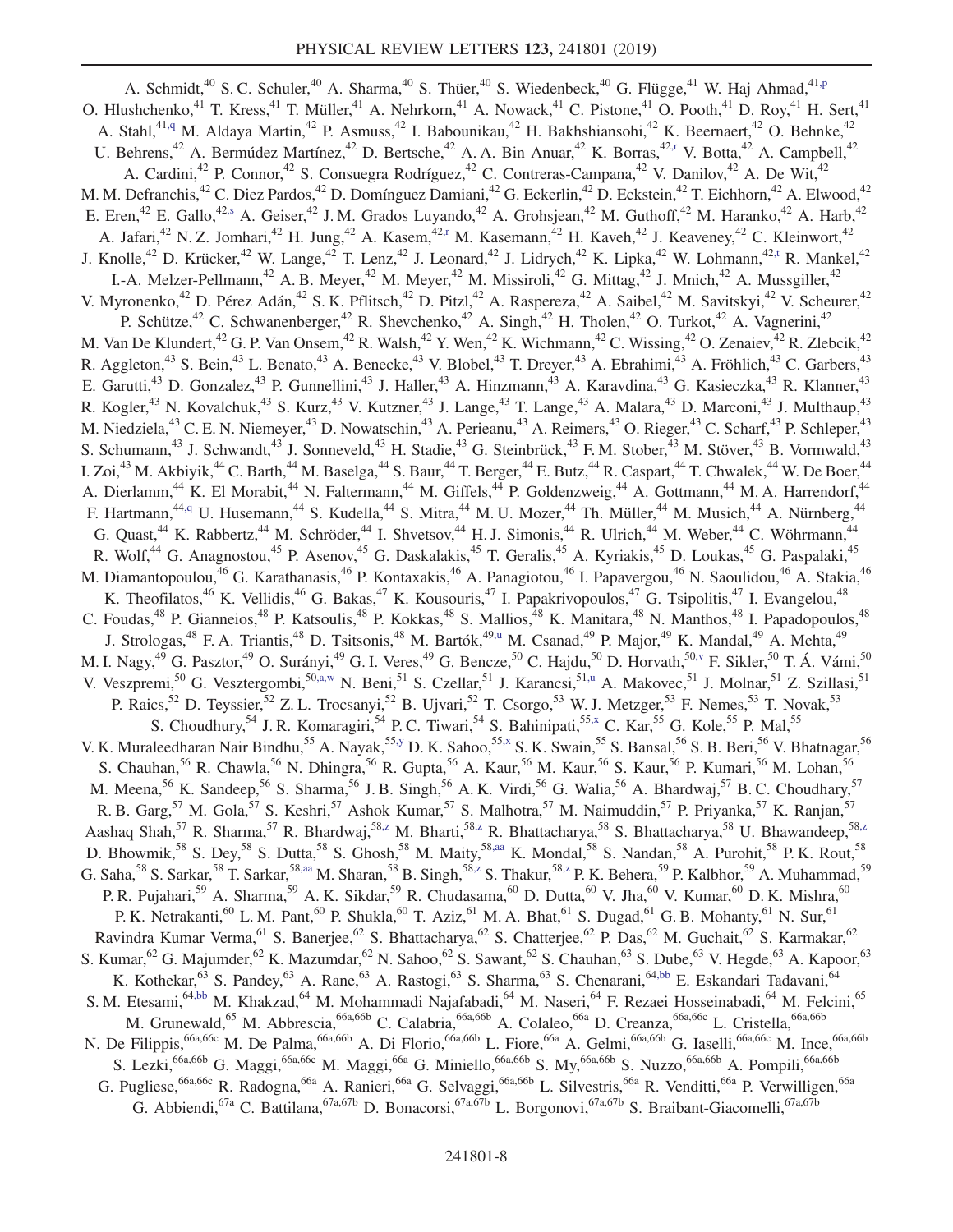A. Schmidt,[40] S. C. Schuler,[40] A. Sharma,[40] S. Thüer,[40] S. Wiedenbeck,[40] G. Flügge,[41] W. Haj Ahmad,[41,p] O. Hlushchenko,[41] T. Kress,[41] T. Müller,[41] A. Nehrkorn,[41] A. Nowack,[41] C. Pistone,[41] O. Pooth,[41] D. Roy,[41] H. Sert,[41] A. Stahl,[41,q] M. Aldaya Martin,[42] P. Asmuss,[42] I. Babounikau,[42] H. Bakhshiansohi,[42] K. Beernaert,[42] O. Behnke,[42] U. Behrens,[42] A. Bermúdez Martínez,[42] D. Bertsche,[42] A. A. Bin Anuar,[42] K. Borras,[42,r] V. Botta,[42] A. Campbell,[42] A. Cardini,[42] P. Connor,[42] S. Consuegra Rodríguez,[42] C. Contreras-Campana,[42] V. Danilov,[42] A. De Wit,[42] M. M. Defranchis,[42] C. Diez Pardos,[42] D. Domínguez Damiani,[42] G. Eckerlin,[42] D. Eckstein,[42] T. Eichhorn,[42] A. Elwood,[42] E. Eren,[42] E. Gallo,[42,s] A. Geiser,[42] J. M. Grados Luyando,[42] A. Grohsjean,[42] M. Guthoff,[42] M. Haranko,[42] A. Harb,[42] A. Jafari,[42] N. Z. Jomhari,[42] H. Jung,[42] A. Kasem,[42,r] M. Kasemann,[42] H. Kaveh,[42] J. Keaveney,[42] C. Kleinwort,[42] J. Knolle,[42] D. Krücker,[42] W. Lange,[42] T. Lenz,[42] J. Leonard,[42] J. Lidrych,[42] K. Lipka,[42] W. Lohmann,[42,t] R. Mankel,[42] I.-A. Melzer-Pellmann,[42] A. B. Meyer,[42] M. Meyer,[42] M. Missiroli,[42] G. Mittag,[42] J. Mnich,[42] A. Mussgiller,[42] V. Myronenko,[42] D. Pérez Adán,[42] S. K. Pflitsch,[42] D. Pitzl,[42] A. Raspereza,[42] A. Saibel,[42] M. Savitskyi,[42] V. Scheurer,[42] P. Schütze,[42] C. Schwanenberger,[42] R. Shevchenko,[42] A. Singh,[42] H. Tholen,[42] O. Turkot,[42] A. Vagnerini,[42] M. Van De Klundert,[42] G. P. Van Onsem,[42] R. Walsh,[42] Y. Wen,[42] K. Wichmann,[42] C. Wissing,[42] O. Zenaiev,[42] R. Zlebcik,[42] R. Aggleton,[43] S. Bein,[43] L. Benato,[43] A. Benecke,[43] V. Blobel,[43] T. Dreyer,[43] A. Ebrahimi,[43] A. Fröhlich,[43] C. Garbers,[43] E. Garutti,[43] D. Gonzalez,[43] P. Gunnellini,[43] J. Haller,[43] A. Hinzmann,[43] A. Karavdina,[43] G. Kasieczka,[43] R. Klanner,[43] R. Kogler,[43] N. Kovalchuk,[43] S. Kurz,[43] V. Kutzner,[43] J. Lange,[43] T. Lange,[43] A. Malara,[43] D. Marconi,[43] J. Multhaup,[43] M. Niedziela,[43] C. E. N. Niemeyer,[43] D. Nowatschin,[43] A. Perieanu,[43] A. Reimers,[43] O. Rieger,[43] C. Scharf,[43] P. Schleper,[43] S. Schumann,[43] J. Schwandt,[43] J. Sonneveld,[43] H. Stadie,[43] G. Steinbrück,[43] F. M. Stober,[43] M. Stöver,[43] B. Vormwald,[43] I. Zoi,[43] M. Akbiyik,[44] C. Barth,[44] M. Baselga,[44] S. Baur,[44] T. Berger,[44] E. Butz,[44] R. Caspart,[44] T. Chwalek,[44] W. De Boer,[44] A. Dierlamm,[44] K. El Morabit,[44] N. Faltermann,[44] M. Giffels,[44] P. Goldenzweig,[44] A. Gottmann,[44] M. A. Harrendorf,[44] F. Hartmann,[44,q] U. Husemann,[44] S. Kudella,[44] S. Mitra,[44] M. U. Mozer,[44] Th. Müller,[44] M. Musich,[44] A. Nürnberg,[44] G. Quast,[44] K. Rabbertz,[44] M. Schröder,[44] I. Shvetsov,[44] H. J. Simonis,[44] R. Ulrich,[44] M. Weber,[44] C. Wöhrmann,[44] R. Wolf,[44] G. Anagnostou,[45] P. Asenov,[45] G. Daskalakis,[45] T. Geralis,[45] A. Kyriakis,[45] D. Loukas,[45] G. Paspalaki,[45] M. Diamantopoulou,[46] G. Karathanasis,[46] P. Kontaxakis,[46] A. Panagiotou,[46] I. Papavergou,[46] N. Saoulidou,[46] A. Stakia,[46] K. Theofilatos,[46] K. Vellidis,[46] G. Bakas,[47] K. Kousouris,[47] I. Papakrivopoulos,[47] G. Tsipolitis,[47] I. Evangelou,[48] C. Foudas,[48] P. Gianneios,[48] P. Katsoulis,[48] P. Kokkas,[48] S. Mallios,[48] K. Manitara,[48] N. Manthos,[48] I. Papadopoulos,[48] J. Strologas,[48] F. A. Triantis,[48] D. Tsitsonis,[48] M. Bartók,[49,u] M. Csanad,[49] P. Major,[49] K. Mandal,[49] A. Mehta,[49] M. I. Nagy,[49] G. Pasztor,[49] O. Surányi,[49] G. I. Veres,[49] G. Bencze,[50] C. Hajdu,[50] D. Horvath,[50,v] F. Sikler,[50] T. Á. Vámi,[50] V. Veszpremi,[50] G. Vesztergombi,[50,a,w] N. Beni,[51] S. Czellar,[51] J. Karancsi,[51,u] A. Makovec,[51] J. Molnar,[51] Z. Szillasi,[51] P. Raics,[52] D. Teyssier,[52] Z. L. Trocsanyi,[52] B. Ujvari,[52] T. Csorgo,[53] W. J. Metzger,[53] F. Nemes,[53] T. Novak,[53] S. Choudhury,[54] J. R. Komaragiri,[54] P. C. Tiwari,[54] S. Bahinipati,[55,x] C. Kar,[55] G. Kole,[55] P. Mal,[55] V. K. Muraleedharan Nair Bindhu,[55] A. Nayak,[55,y] D. K. Sahoo,[55,x] S. K. Swain,[55] S. Bansal,[56] S. B. Beri,[56] V. Bhatnagar,[56] S. Chauhan,[56] R. Chawla,[56] N. Dhingra,[56] R. Gupta,[56] A. Kaur,[56] M. Kaur,[56] S. Kaur,[56] P. Kumari,[56] M. Lohan,[56] M. Meena,[56] K. Sandeep,[56] S. Sharma,[56] J. B. Singh,[56] A. K. Virdi,[56] G. Walia,[56] A. Bhardwaj,[57] B. C. Choudhary,[57] R. B. Garg,[57] M. Gola,[57] S. Keshri,[57] Ashok Kumar,[57] S. Malhotra,[57] M. Naimuddin,[57] P. Priyanka,[57] K. Ranjan,[57] Aashaq Shah,[57] R. Sharma,[57] R. Bhardwaj,[58,z] M. Bharti,[58,z] R. Bhattacharya,[58] S. Bhattacharya,[58] U. Bhawandeep,[58,z] D. Bhowmik,[58] S. Dey,[58] S. Dutta,[58] S. Ghosh,[58] M. Maity,[58,aa] K. Mondal,[58] S. Nandan,[58] A. Purohit,[58] P. K. Rout,[58] G. Saha,[58] S. Sarkar,[58] T. Sarkar,[58,aa] M. Sharan,[58] B. Singh,[58,z] S. Thakur,[58,z] P. K. Behera,[59] P. Kalbhor,[59] A. Muhammad,[59] P. R. Pujahari,[59] A. Sharma,[59] A. K. Sikdar,[59] R. Chudasama,[60] D. Dutta,[60] V. Jha,[60] V. Kumar,[60] D. K. Mishra,[60] P. K. Netrakanti,[60] L. M. Pant,[60] P. Shukla,[60] T. Aziz,[61] M. A. Bhat,[61] S. Dugad,[61] G. B. Mohanty,[61] N. Sur,[61] Ravindra Kumar Verma,[61] S. Banerjee,[62] S. Bhattacharya,[62] S. Chatterjee,[62] P. Das,[62] M. Guchait,[62] S. Karmakar,[62] S. Kumar,[62] G. Majumder,[62] K. Mazumdar,[62] N. Sahoo,[62] S. Sawant,[62] S. Chauhan,[63] S. Dube,[63] V. Hegde,[63] A. Kapoor,[63] K. Kothekar,[63] S. Pandey,[63] A. Rane,[63] A. Rastogi,[63] S. Sharma,[63] S. Chenarani,[64,bb] E. Eskandari Tadavani,[64] S. M. Etesami,[64,bb] M. Khakzad,[64] M. Mohammadi Najafabadi,[64] M. Naseri,[64] F. Rezaei Hosseinabadi,[64] M. Felcini,[65] M. Grunewald,[65] M. Abbrescia,[66a,66b] C. Calabria,[66a,66b] A. Colaleo,[66a] D. Creanza,[66a,66c] L. Cristella,[66a,66b] N. De Filippis,[66a,66c] M. De Palma,[66a,66b] A. Di Florio,[66a,66b] L. Fiore,[66a] A. Gelmi,[66a,66b] G. Iaselli,[66a,66c] M. Ince,[66a,66b] S. Lezki,[66a,66b] G. Maggi,[66a,66c] M. Maggi,[66a] G. Miniello,[66a,66b] S. My,[66a,66b] S. Nuzzo,[66a,66b] A. Pompili,[66a,66b] G. Pugliese,[66a,66c] R. Radogna,[66a] A. Ranieri,[66a] G. Selvaggi,[66a,66b] L. Silvestris,[66a] R. Venditti,[66a] P. Verwilligen,[66a] G. Abbiendi,[67a] C. Battilana,[67a,67b] D. Bonacorsi,[67a,67b] L. Borgonovi,[67a,67b] S. Braibant-Giacomelli,[67a,67b]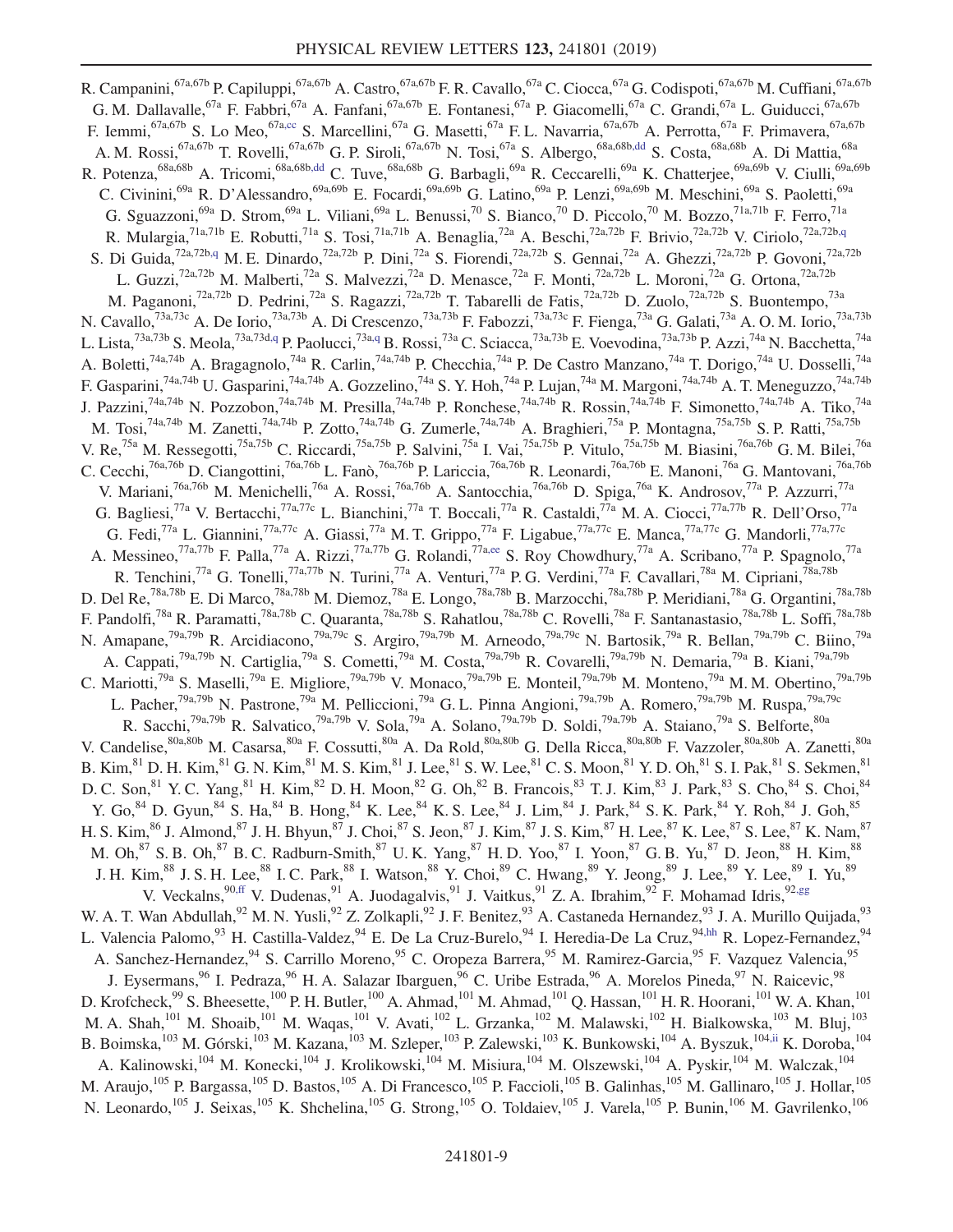R. Campanini,[67a,67b] P. Capiluppi,[67a,67b] A. Castro,[67a,67b] F. R. Cavallo,[67a] C. Ciocca,[67a] G. Codispoti,[67a,67b] M. Cuffiani,[67a,67b] G. M. Dallavalle,[67a] F. Fabbri,[67a] A. Fanfani,[67a,67b] E. Fontanesi,[67a] P. Giacomelli,[67a] C. Grandi,[67a] L. Guiducci,[67a,67b] F. Iemmi,[67a,67b] S. Lo Meo,[67a,cc] S. Marcellini,[67a] G. Masetti,[67a] F. L. Navarria,[67a,67b] A. Perrotta,[67a] F. Primavera,[67a,67b] A. M. Rossi,[67a,67b] T. Rovelli,[67a,67b] G. P. Siroli,[67a,67b] N. Tosi,[67a] S. Albergo,[68a,68b,dd] S. Costa,[68a,68b] A. Di Mattia,[68a] R. Potenza,[68a,68b] A. Tricomi,[68a,68b,dd] C. Tuve,[68a,68b] G. Barbagli,[69a] R. Ceccarelli,[69a] K. Chatterjee,[69a,69b] V. Ciulli,[69a,69b] C. Civinini,[69a] R. D'Alessandro,[69a,69b] E. Focardi,[69a,69b] G. Latino,[69a] P. Lenzi,[69a,69b] M. Meschini,[69a] S. Paoletti,[69a] G. Sguazzoni,[69a] D. Strom,[69a] L. Viliani,[69a] L. Benussi,[70] S. Bianco,[70] D. Piccolo,[70] M. Bozzo,[71a,71b] F. Ferro,[71a] R. Mulargia,[71a,71b] E. Robutti,[71a] S. Tosi,[71a,71b] A. Benaglia,[72a] A. Beschi,[72a,72b] F. Brivio,[72a,72b] V. Ciriolo,[72a,72b,q] S. Di Guida,[72a,72b,q] M. E. Dinardo,[72a,72b] P. Dini,[72a] S. Fiorendi,[72a,72b] S. Gennai,[72a] A. Ghezzi,[72a,72b] P. Govoni,[72a,72b] L. Guzzi,[72a,72b] M. Malberti,[72a] S. Malvezzi,[72a] D. Menasce,[72a] F. Monti,[72a,72b] L. Moroni,[72a] G. Ortona,[72a,72b] M. Paganoni,[72a,72b] D. Pedrini,[72a] S. Ragazzi,[72a,72b] T. Tabarelli de Fatis,[72a,72b] D. Zuolo,[72a,72b] S. Buontempo,[73a] N. Cavallo,[73a,73c] A. De Iorio,[73a,73b] A. Di Crescenzo,[73a,73b] F. Fabozzi,[73a,73c] F. Fienga,[73a] G. Galati,[73a] A. O. M. Iorio,[73a,73b] L. Lista,[73a,73b] S. Meola,[73a,73d,q] P. Paolucci,[73a,q] B. Rossi,[73a] C. Sciacca,[73a,73b] E. Voevodina,[73a,73b] P. Azzi,[74a] N. Bacchetta,[74a] A. Boletti,[74a,74b] A. Bragagnolo,[74a] R. Carlin,[74a,74b] P. Checchia,[74a] P. De Castro Manzano,[74a] T. Dorigo,[74a] U. Dosselli,[74a] F. Gasparini,[74a,74b] U. Gasparini,[74a,74b] A. Gozzelino,[74a] S. Y. Hoh,[74a] P. Lujan,[74a] M. Margoni,[74a,74b] A. T. Meneguzzo,[74a,74b] J. Pazzini,[74a,74b] N. Pozzobon,[74a,74b] M. Presilla,[74a,74b] P. Ronchese,[74a,74b] R. Rossin,[74a,74b] F. Simonetto,[74a,74b] A. Tiko,[74a] M. Tosi,[74a,74b] M. Zanetti,[74a,74b] P. Zotto,[74a,74b] G. Zumerle,[74a,74b] A. Braghieri,[75a] P. Montagna,[75a,75b] S. P. Ratti,[75a,75b] V. Re,[75a] M. Ressegotti,[75a,75b] C. Riccardi,[75a,75b] P. Salvini,[75a] I. Vai,[75a,75b] P. Vitulo,[75a,75b] M. Biasini,[76a,76b] G. M. Bilei,[76a] C. Cecchi,[76a,76b] D. Ciangottini,[76a,76b] L. Fanò,[76a,76b] P. Lariccia,[76a,76b] R. Leonardi,[76a,76b] E. Manoni,[76a] G. Mantovani,[76a,76b] V. Mariani,[76a,76b] M. Menichelli,[76a] A. Rossi,[76a,76b] A. Santocchia,[76a,76b] D. Spiga,[76a] K. Androsov,[77a] P. Azzurri,[77a] G. Bagliesi,[77a] V. Bertacchi,[77a,77c] L. Bianchini,[77a] T. Boccali,[77a] R. Castaldi,[77a] M. A. Ciocci,[77a,77b] R. Dell'Orso,[77a] G. Fedi,[77a] L. Giannini,[77a,77c] A. Giassi,[77a] M. T. Grippo,[77a] F. Ligabue,[77a,77c] E. Manca,[77a,77c] G. Mandorli,[77a,77c] A. Messineo,[77a,77b] F. Palla,[77a] A. Rizzi,[77a,77b] G. Rolandi,[77a,ee] S. Roy Chowdhury,[77a] A. Scribano,[77a] P. Spagnolo,[77a] R. Tenchini,[77a] G. Tonelli,[77a,77b] N. Turini,[77a] A. Venturi,[77a] P. G. Verdini,[77a] F. Cavallari,[78a] M. Cipriani,[78a,78b] D. Del Re,[78a,78b] E. Di Marco,[78a,78b] M. Diemoz,[78a] E. Longo,[78a,78b] B. Marzocchi,[78a,78b] P. Meridiani,[78a] G. Organtini,[78a,78b] F. Pandolfi,[78a] R. Paramatti,[78a,78b] C. Quaranta,[78a,78b] S. Rahatlou,[78a,78b] C. Rovelli,[78a] F. Santanastasio,[78a,78b] L. Soffi,[78a,78b] N. Amapane,[79a,79b] R. Arcidiacono,[79a,79c] S. Argiro,[79a,79b] M. Arneodo,[79a,79c] N. Bartosik,[79a] R. Bellan,[79a,79b] C. Biino,[79a] A. Cappati,[79a,79b] N. Cartiglia,[79a] S. Cometti,[79a] M. Costa,[79a,79b] R. Covarelli,[79a,79b] N. Demaria,[79a] B. Kiani,[79a,79b] C. Mariotti,[79a] S. Maselli,[79a] E. Migliore,[79a,79b] V. Monaco,[79a,79b] E. Monteil,[79a,79b] M. Monteno,[79a] M. M. Obertino,[79a,79b] L. Pacher,[79a,79b] N. Pastrone,[79a] M. Pelliccioni,[79a] G. L. Pinna Angioni,[79a,79b] A. Romero,[79a,79b] M. Ruspa,[79a,79c] R. Sacchi,[79a,79b] R. Salvatico,[79a,79b] V. Sola,[79a] A. Solano,[79a,79b] D. Soldi,[79a,79b] A. Staiano,[79a] S. Belforte,[80a] V. Candelise,[80a,80b] M. Casarsa,[80a] F. Cossutti,[80a] A. Da Rold,[80a,80b] G. Della Ricca,[80a,80b] F. Vazzoler,[80a,80b] A. Zanetti,[80a] B. Kim,[81] D. H. Kim,[81] G. N. Kim,[81] M. S. Kim,[81] J. Lee,[81] S. W. Lee,[81] C. S. Moon,[81] Y. D. Oh,[81] S. I. Pak,[81] S. Sekmen,[81] D. C. Son,[81] Y. C. Yang,[81] H. Kim,[82] D. H. Moon,[82] G. Oh,[82] B. Francois,[83] T. J. Kim,[83] J. Park,[83] S. Cho,[84] S. Choi,[84] Y. Go,[84] D. Gyun,[84] S. Ha,[84] B. Hong,[84] K. Lee,[84] K. S. Lee,[84] J. Lim,[84] J. Park,[84] S. K. Park,[84] Y. Roh,[84] J. Goh,[85] H. S. Kim,[86] J. Almond,[87] J. H. Bhyun,[87] J. Choi,[87] S. Jeon,[87] J. Kim,[87] J. S. Kim,[87] H. Lee,[87] K. Lee,[87] S. Lee,[87] K. Nam,[87] M. Oh,[87] S. B. Oh,[87] B. C. Radburn-Smith,[87] U. K. Yang,[87] H. D. Yoo,[87] I. Yoon,[87] G. B. Yu,[87] D. Jeon,[88] H. Kim,[88] J. H. Kim,[88] J. S. H. Lee,[88] I. C. Park,[88] I. Watson,[88] Y. Choi,[89] C. Hwang,[89] Y. Jeong,[89] J. Lee,[89] Y. Lee,[89] I. Yu,[89] V. Veckalns,[90,ff] V. Dudenas,[91] A. Juodagalvis,[91] J. Vaitkus,[91] Z. A. Ibrahim,[92] F. Mohamad Idris,[92,gg] W. A. T. Wan Abdullah,[92] M. N. Yusli,[92] Z. Zolkapli,[92] J. F. Benitez,[93] A. Castaneda Hernandez,[93] J. A. Murillo Quijada,[93] L. Valencia Palomo,[93] H. Castilla-Valdez,[94] E. De La Cruz-Burelo,[94] I. Heredia-De La Cruz,[94,hh] R. Lopez-Fernandez,[94] A. Sanchez-Hernandez,[94] S. Carrillo Moreno,[95] C. Oropeza Barrera,[95] M. Ramirez-Garcia,[95] F. Vazquez Valencia,[95] J. Eysermans,[96] I. Pedraza,[96] H. A. Salazar Ibarguen,[96] C. Uribe Estrada,[96] A. Morelos Pineda,[97] N. Raicevic,[98] D. Krofcheck,[99] S. Bheesette,[100] P. H. Butler,[100] A. Ahmad,[101] M. Ahmad,[101] Q. Hassan,[101] H. R. Hoorani,[101] W. A. Khan,[101] M. A. Shah,[101] M. Shoaib,[101] M. Waqas,[101] V. Avati,[102] L. Grzanka,[102] M. Malawski,[102] H. Bialkowska,[103] M. Bluj,[103] B. Boimska,[103] M. Górski,[103] M. Kazana,[103] M. Szleper,[103] P. Zalewski,[103] K. Bunkowski,[104] A. Byszuk,[104,ii] K. Doroba,[104] A. Kalinowski,[104] M. Konecki,[104] J. Krolikowski,[104] M. Misiura,[104] M. Olszewski,[104] A. Pyskir,[104] M. Walczak,[104] M. Araujo,[105] P. Bargassa,[105] D. Bastos,[105] A. Di Francesco,[105] P. Faccioli,[105] B. Galinhas,[105] M. Gallinaro,[105] J. Hollar,[105] N. Leonardo,[105] J. Seixas,[105] K. Shchelina,[105] G. Strong,[105] O. Toldaiev,[105] J. Varela,[105] P. Bunin,[106] M. Gavrilenko,[106]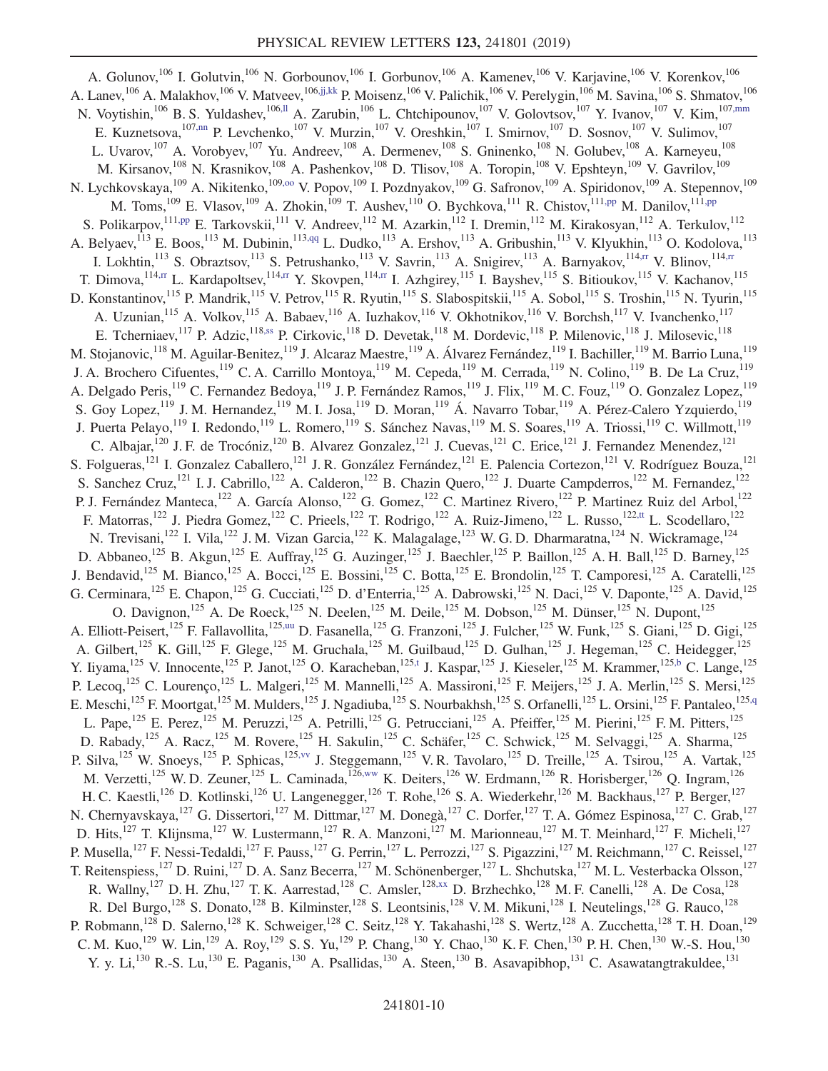A. Golunov,[106] I. Golutvin,[106] N. Gorbounov,[106] I. Gorbunov,[106] A. Kamenev,[106] V. Karjavine,[106] V. Korenkov,[106] A. Lanev,[106] A. Malakhov,[106] V. Matveev,[106,jj,kk] P. Moisenz,[106] V. Palichik,[106] V. Perelygin,[106] M. Savina,[106] S. Shmatov,[106] N. Voytishin,[106] B. S. Yuldashev,[106,ll] A. Zarubin,[106] L. Chtchipounov,[107] V. Golovtsov,[107] Y. Ivanov,[107] V. Kim,[107,mm] E. Kuznetsova,[107,nn] P. Levchenko,[107] V. Murzin,[107] V. Oreshkin,[107] I. Smirnov,[107] D. Sosnov,[107] V. Sulimov,[107] L. Uvarov,[107] A. Vorobyev,[107] Yu. Andreev,[108] A. Dermenev,[108] S. Gninenko,[108] N. Golubev,[108] A. Karneyeu,[108] M. Kirsanov,[108] N. Krasnikov,[108] A. Pashenkov,[108] D. Tlisov,[108] A. Toropin,[108] V. Epshteyn,[109] V. Gavrilov,[109] N. Lychkovskaya,[109] A. Nikitenko,[109,oo] V. Popov,[109] I. Pozdnyakov,[109] G. Safronov,[109] A. Spiridonov,[109] A. Stepennov,[109] M. Toms,[109] E. Vlasov,[109] A. Zhokin,[109] T. Aushev,[110] O. Bychkova,[111] R. Chistov,[111,pp] M. Danilov,[111,pp] S. Polikarpov,[111,pp] E. Tarkovskii,[111] V. Andreev,[112] M. Azarkin,[112] I. Dremin,[112] M. Kirakosyan,[112] A. Terkulov,[112] A. Belyaev,[113] E. Boos,[113] M. Dubinin,[113,qq] L. Dudko,[113] A. Ershov,[113] A. Gribushin,[113] V. Klyukhin,[113] O. Kodolova,[113] I. Lokhtin,[113] S. Obraztsov,[113] S. Petrushanko,[113] V. Savrin,[113] A. Snigirev,[113] A. Barnyakov,[114,rr] V. Blinov,[114,rr] T. Dimova,[114,rr] L. Kardapoltsev,[114,rr] Y. Skovpen,[114,rr] I. Azhgirey,[115] I. Bayshev,[115] S. Bitioukov,[115] V. Kachanov,[115] D. Konstantinov,[115] P. Mandrik,[115] V. Petrov,[115] R. Ryutin,[115] S. Slabospitskii,[115] A. Sobol,[115] S. Troshin,[115] N. Tyurin,[115] A. Uzunian,[115] A. Volkov,[115] A. Babaev,[116] A. Iuzhakov,[116] V. Okhotnikov,[116] V. Borchsh,[117] V. Ivanchenko,[117] E. Tcherniaev,[117] P. Adzic,[118,ss] P. Cirkovic,[118] D. Devetak,[118] M. Dordevic,[118] P. Milenovic,[118] J. Milosevic,[118] M. Stojanovic,[118] M. Aguilar-Benitez,[119] J. Alcaraz Maestre,[119] A. Álvarez Fernández,[119] I. Bachiller,[119] M. Barrio Luna,[119] J. A. Brochero Cifuentes,[119] C. A. Carrillo Montoya,[119] M. Cepeda,[119] M. Cerrada,[119] N. Colino,[119] B. De La Cruz,[119] A. Delgado Peris,[119] C. Fernandez Bedoya,[119] J. P. Fernández Ramos,[119] J. Flix,[119] M. C. Fouz,[119] O. Gonzalez Lopez,[119] S. Goy Lopez,[119] J. M. Hernandez,[119] M. I. Josa,[119] D. Moran,[119] Á. Navarro Tobar,[119] A. Pérez-Calero Yzquierdo,[119] J. Puerta Pelayo,[119] I. Redondo,[119] L. Romero,[119] S. Sánchez Navas,[119] M. S. Soares,[119] A. Triossi,[119] C. Willmott,[119] C. Albajar,[120] J. F. de Trocóniz,[120] B. Alvarez Gonzalez,[121] J. Cuevas,[121] C. Erice,[121] J. Fernandez Menendez,[121] S. Folgueras,[121] I. Gonzalez Caballero,[121] J. R. González Fernández,[121] E. Palencia Cortezon,[121] V. Rodríguez Bouza,[121] S. Sanchez Cruz,[121] I. J. Cabrillo,[122] A. Calderon,[122] B. Chazin Quero,[122] J. Duarte Campderros,[122] M. Fernandez,[122] P. J. Fernández Manteca,[122] A. García Alonso,[122] G. Gomez,[122] C. Martinez Rivero,[122] P. Martinez Ruiz del Arbol,[122] F. Matorras,[122] J. Piedra Gomez,[122] C. Prieels,[122] T. Rodrigo,[122] A. Ruiz-Jimeno,[122] L. Russo,[122,tt] L. Scodellaro,[122] N. Trevisani,[122] I. Vila,[122] J. M. Vizan Garcia,[122] K. Malagalage,[123] W. G. D. Dharmaratna,[124] N. Wickramage,[124] D. Abbaneo,[125] B. Akgun,[125] E. Auffray,[125] G. Auzinger,[125] J. Baechler,[125] P. Baillon,[125] A. H. Ball,[125] D. Barney,[125] J. Bendavid,[125] M. Bianco,[125] A. Bocci,[125] E. Bossini,[125] C. Botta,[125] E. Brondolin,[125] T. Camporesi,[125] A. Caratelli,[125] G. Cerminara,[125] E. Chapon,[125] G. Cucciati,[125] D. d'Enterria,[125] A. Dabrowski,[125] N. Daci,[125] V. Daponte,[125] A. David,[125] O. Davignon,[125] A. De Roeck,[125] N. Deelen,[125] M. Deile,[125] M. Dobson,[125] M. Dünser,[125] N. Dupont,[125] A. Elliott-Peisert,[125] F. Fallavollita,[125,uu] D. Fasanella,[125] G. Franzoni,[125] J. Fulcher,[125] W. Funk,[125] S. Giani,[125] D. Gigi,[125] A. Gilbert,[125] K. Gill,[125] F. Glege,[125] M. Gruchala,[125] M. Guilbaud,[125] D. Gulhan,[125] J. Hegeman,[125] C. Heidegger,[125] Y. Iiyama,[125] V. Innocente,[125] P. Janot,[125] O. Karacheban,[125,t] J. Kaspar,[125] J. Kieseler,[125] M. Krammer,[125,b] C. Lange,[125] P. Lecoq,[125] C. Lourenço,[125] L. Malgeri,[125] M. Mannelli,[125] A. Massironi,[125] F. Meijers,[125] J. A. Merlin,[125] S. Mersi,[125] E. Meschi,[125] F. Moortgat,[125] M. Mulders,[125] J. Ngadiuba,[125] S. Nourbakhsh,[125] S. Orfanelli,[125] L. Orsini,[125] F. Pantaleo,[125,q] L. Pape,[125] E. Perez,[125] M. Peruzzi,[125] A. Petrilli,[125] G. Petrucciani,[125] A. Pfeiffer,[125] M. Pierini,[125] F. M. Pitters,[125] D. Rabady,[125] A. Racz,[125] M. Rovere,[125] H. Sakulin,[125] C. Schäfer,[125] C. Schwick,[125] M. Selvaggi,[125] A. Sharma,[125] P. Silva,[125] W. Snoeys,[125] P. Sphicas,[125,vv] J. Steggemann,[125] V. R. Tavolaro,[125] D. Treille,[125] A. Tsirou,[125] A. Vartak,[125] M. Verzetti,[125] W. D. Zeuner,[125] L. Caminada,[126,ww] K. Deiters,[126] W. Erdmann,[126] R. Horisberger,[126] Q. Ingram,[126] H. C. Kaestli,[126] D. Kotlinski,[126] U. Langenegger,[126] T. Rohe,[126] S. A. Wiederkehr,[126] M. Backhaus,[127] P. Berger,[127] N. Chernyavskaya,[127] G. Dissertori,[127] M. Dittmar,[127] M. Donegà,[127] C. Dorfer,[127] T. A. Gómez Espinosa,[127] C. Grab,[127] D. Hits,[127] T. Klijnsma,[127] W. Lustermann,[127] R. A. Manzoni,[127] M. Marionneau,[127] M. T. Meinhard,[127] F. Micheli,[127] P. Musella,[127] F. Nessi-Tedaldi,[127] F. Pauss,[127] G. Perrin,[127] L. Perrozzi,[127] S. Pigazzini,[127] M. Reichmann,[127] C. Reissel,[127] T. Reitenspiess,[127] D. Ruini,[127] D. A. Sanz Becerra,[127] M. Schönenberger,[127] L. Shchutska,[127] M. L. Vesterbacka Olsson,[127] R. Wallny,[127] D. H. Zhu,[127] T. K. Aarrestad,[128] C. Amsler,[128,xx] D. Brzhechko,[128] M. F. Canelli,[128] A. De Cosa,[128] R. Del Burgo,[128] S. Donato,[128] B. Kilminster,[128] S. Leontsinis,[128] V. M. Mikuni,[128] I. Neutelings,[128] G. Rauco,[128] P. Robmann,[128] D. Salerno,[128] K. Schweiger,[128] C. Seitz,[128] Y. Takahashi,[128] S. Wertz,[128] A. Zucchetta,[128] T. H. Doan,[129] C. M. Kuo,[129] W. Lin,[129] A. Roy,[129] S. S. Yu,[129] P. Chang,[130] Y. Chao,[130] K. F. Chen,[130] P. H. Chen,[130] W.-S. Hou,[130] Y. y. Li,[130] R.-S. Lu,[130] E. Paganis,[130] A. Psallidas,[130] A. Steen,[130] B. Asavapibhop,[131] C. Asawatangtrakuldee,[131]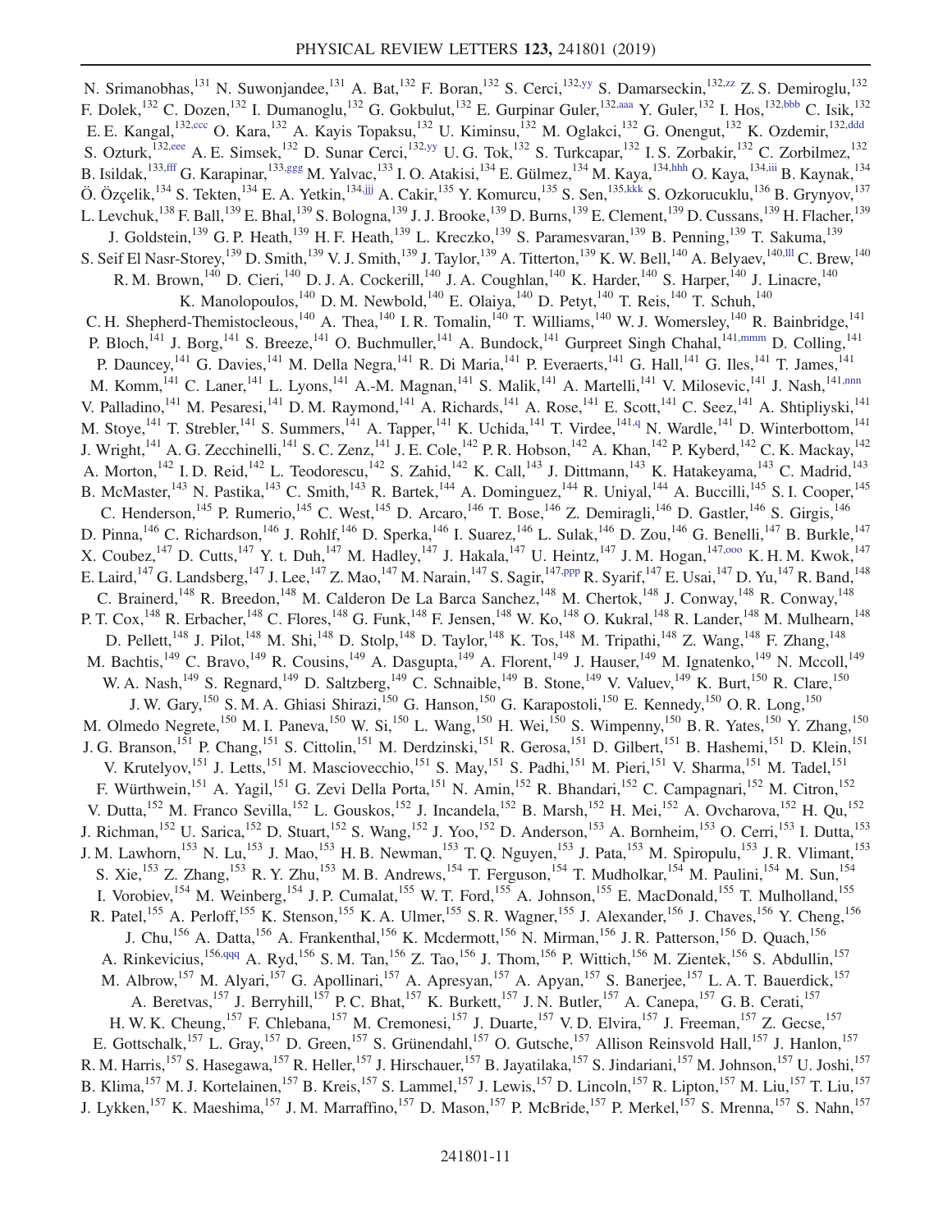N. Srimanobhas,[131] N. Suwonjandee,[131] A. Bat,[132] F. Boran,[132] S. Cerci,[132,yy] S. Damarseckin,[132,zz] Z. S. Demiroglu,[132] F. Dolek,[132] C. Dozen,[132] I. Dumanoglu,[132] G. Gokbulut,[132] E. Gurpinar Guler,[132,aaa] Y. Guler,[132] I. Hos,[132,bbb] C. Isik,[132] E. E. Kangal,[132,ccc] O. Kara,[132] A. Kayis Topaksu,[132] U. Kiminsu,[132] M. Oglakci,[132] G. Onengut,[132] K. Ozdemir,[132,ddd] S. Ozturk,[132,eee] A. E. Simsek,[132] D. Sunar Cerci,[132,yy] U. G. Tok,[132] S. Turkcapar,[132] I. S. Zorbakir,[132] C. Zorbilmez,[132] B. Isildak,[133,fff] G. Karapinar,[133,ggg] M. Yalvac,[133] I. O. Atakisi,[134] E. Gülmez,[134] M. Kaya,[134,hhh] O. Kaya,[134,iii] B. Kaynak,[134] Ö. Özçelik,[134] S. Tekten,[134] E. A. Yetkin,[134,jjj] A. Cakir,[135] Y. Komurcu,[135] S. Sen,[135,kkk] S. Ozkorucuklu,[136] B. Grynyov,[137] L. Levchuk,[138] F. Ball,[139] E. Bhal,[139] S. Bologna,[139] J. J. Brooke,[139] D. Burns,[139] E. Clement,[139] D. Cussans,[139] H. Flacher,[139] J. Goldstein,[139] G. P. Heath,[139] H. F. Heath,[139] L. Kreczko,[139] S. Paramesvaran,[139] B. Penning,[139] T. Sakuma,[139] S. Seif El Nasr-Storey,[139] D. Smith,[139] V. J. Smith,[139] J. Taylor,[139] A. Titterton,[139] K. W. Bell,[140] A. Belyaev,[140,lll] C. Brew,[140] R. M. Brown,[140] D. Cieri,[140] D. J. A. Cockerill,[140] J. A. Coughlan,[140] K. Harder,[140] S. Harper,[140] J. Linacre,[140] K. Manolopoulos,[140] D. M. Newbold,[140] E. Olaiya,[140] D. Petyt,[140] T. Reis,[140] T. Schuh,[140] C. H. Shepherd-Themistocleous,[140] A. Thea,[140] I. R. Tomalin,[140] T. Williams,[140] W. J. Womersley,[140] R. Bainbridge,[141] P. Bloch,[141] J. Borg,[141] S. Breeze,[141] O. Buchmuller,[141] A. Bundock,[141] Gurpreet Singh Chahal,[141,mmm] D. Colling,[141] P. Dauncey,[141] G. Davies,[141] M. Della Negra,[141] R. Di Maria,[141] P. Everaerts,[141] G. Hall,[141] G. Iles,[141] T. James,[141] M. Komm,[141] C. Laner,[141] L. Lyons,[141] A.-M. Magnan,[141] S. Malik,[141] A. Martelli,[141] V. Milosevic,[141] J. Nash,[141,nnn] V. Palladino,[141] M. Pesaresi,[141] D. M. Raymond,[141] A. Richards,[141] A. Rose,[141] E. Scott,[141] C. Seez,[141] A. Shtipliyski,[141] M. Stoye,[141] T. Strebler,[141] S. Summers,[141] A. Tapper,[141] K. Uchida,[141] T. Virdee,[141,q] N. Wardle,[141] D. Winterbottom,[141] J. Wright,[141] A. G. Zecchinelli,[141] S. C. Zenz,[141] J. E. Cole,[142] P. R. Hobson,[142] A. Khan,[142] P. Kyberd,[142] C. K. Mackay,[142] A. Morton,[142] I. D. Reid,[142] L. Teodorescu,[142] S. Zahid,[142] K. Call,[143] J. Dittmann,[143] K. Hatakeyama,[143] C. Madrid,[143] B. McMaster,[143] N. Pastika,[143] C. Smith,[143] R. Bartek,[144] A. Dominguez,[144] R. Uniyal,[144] A. Buccilli,[145] S. I. Cooper,[145] C. Henderson,[145] P. Rumerio,[145] C. West,[145] D. Arcaro,[146] T. Bose,[146] Z. Demiragli,[146] D. Gastler,[146] S. Girgis,[146] D. Pinna,[146] C. Richardson,[146] J. Rohlf,[146] D. Sperka,[146] I. Suarez,[146] L. Sulak,[146] D. Zou,[146] G. Benelli,[147] B. Burkle,[147] X. Coubez,[147] D. Cutts,[147] Y. t. Duh,[147] M. Hadley,[147] J. Hakala,[147] U. Heintz,[147] J. M. Hogan,[147,ooo] K. H. M. Kwok,[147] E. Laird,[147] G. Landsberg,[147] J. Lee,[147] Z. Mao,[147] M. Narain,[147] S. Sagir,[147,ppp] R. Syarif,[147] E. Usai,[147] D. Yu,[147] R. Band,[148] C. Brainerd,[148] R. Breedon,[148] M. Calderon De La Barca Sanchez,[148] M. Chertok,[148] J. Conway,[148] R. Conway,[148] P. T. Cox,[148] R. Erbacher,[148] C. Flores,[148] G. Funk,[148] F. Jensen,[148] W. Ko,[148] O. Kukral,[148] R. Lander,[148] M. Mulhearn,[148] D. Pellett,[148] J. Pilot,[148] M. Shi,[148] D. Stolp,[148] D. Taylor,[148] K. Tos,[148] M. Tripathi,[148] Z. Wang,[148] F. Zhang,[148] M. Bachtis,[149] C. Bravo,[149] R. Cousins,[149] A. Dasgupta,[149] A. Florent,[149] J. Hauser,[149] M. Ignatenko,[149] N. Mccoll,[149] W. A. Nash,[149] S. Regnard,[149] D. Saltzberg,[149] C. Schnaible,[149] B. Stone,[149] V. Valuev,[149] K. Burt,[150] R. Clare,[150] J. W. Gary,[150] S. M. A. Ghiasi Shirazi,[150] G. Hanson,[150] G. Karapostoli,[150] E. Kennedy,[150] O. R. Long,[150] M. Olmedo Negrete,[150] M. I. Paneva,[150] W. Si,[150] L. Wang,[150] H. Wei,[150] S. Wimpenny,[150] B. R. Yates,[150] Y. Zhang,[150] J. G. Branson,[151] P. Chang,[151] S. Cittolin,[151] M. Derdzinski,[151] R. Gerosa,[151] D. Gilbert,[151] B. Hashemi,[151] D. Klein,[151] V. Krutelyov,[151] J. Letts,[151] M. Masciovecchio,[151] S. May,[151] S. Padhi,[151] M. Pieri,[151] V. Sharma,[151] M. Tadel,[151] F. Würthwein,[151] A. Yagil,[151] G. Zevi Della Porta,[151] N. Amin,[152] R. Bhandari,[152] C. Campagnari,[152] M. Citron,[152] V. Dutta,[152] M. Franco Sevilla,[152] L. Gouskos,[152] J. Incandela,[152] B. Marsh,[152] H. Mei,[152] A. Ovcharova,[152] H. Qu,[152] J. Richman,[152] U. Sarica,[152] D. Stuart,[152] S. Wang,[152] J. Yoo,[152] D. Anderson,[153] A. Bornheim,[153] O. Cerri,[153] I. Dutta,[153] J. M. Lawhorn,[153] N. Lu,[153] J. Mao,[153] H. B. Newman,[153] T. Q. Nguyen,[153] J. Pata,[153] M. Spiropulu,[153] J. R. Vlimant,[153] S. Xie,[153] Z. Zhang,[153] R. Y. Zhu,[153] M. B. Andrews,[154] T. Ferguson,[154] T. Mudholkar,[154] M. Paulini,[154] M. Sun,[154] I. Vorobiev,[154] M. Weinberg,[154] J. P. Cumalat,[155] W. T. Ford,[155] A. Johnson,[155] E. MacDonald,[155] T. Mulholland,[155] R. Patel,[155] A. Perloff,[155] K. Stenson,[155] K. A. Ulmer,[155] S. R. Wagner,[155] J. Alexander,[156] J. Chaves,[156] Y. Cheng,[156] J. Chu,[156] A. Datta,[156] A. Frankenthal,[156] K. Mcdermott,[156] N. Mirman,[156] J. R. Patterson,[156] D. Quach,[156] A. Rinkevicius,[156,qqq] A. Ryd,[156] S. M. Tan,[156] Z. Tao,[156] J. Thom,[156] P. Wittich,[156] M. Zientek,[156] S. Abdullin,[157] M. Albrow,[157] M. Alyari,[157] G. Apollinari,[157] A. Apresyan,[157] A. Apyan,[157] S. Banerjee,[157] L. A. T. Bauerdick,[157] A. Beretvas,[157] J. Berryhill,[157] P. C. Bhat,[157] K. Burkett,[157] J. N. Butler,[157] A. Canepa,[157] G. B. Cerati,[157] H. W. K. Cheung,[157] F. Chlebana,[157] M. Cremonesi,[157] J. Duarte,[157] V. D. Elvira,[157] J. Freeman,[157] Z. Gecse,[157] E. Gottschalk,[157] L. Gray,[157] D. Green,[157] S. Grünendahl,[157] O. Gutsche,[157] Allison Reinsvold Hall,[157] J. Hanlon,[157] R. M. Harris,[157] S. Hasegawa,[157] R. Heller,[157] J. Hirschauer,[157] B. Jayatilaka,[157] S. Jindariani,[157] M. Johnson,[157] U. Joshi,[157] B. Klima,[157] M. J. Kortelainen,[157] B. Kreis,[157] S. Lammel,[157] J. Lewis,[157] D. Lincoln,[157] R. Lipton,[157] M. Liu,[157] T. Liu,[157] J. Lykken,[157] K. Maeshima,[157] J. M. Marraffino,[157] D. Mason,[157] P. McBride,[157] P. Merkel,[157] S. Mrenna,[157] S. Nahn,[157]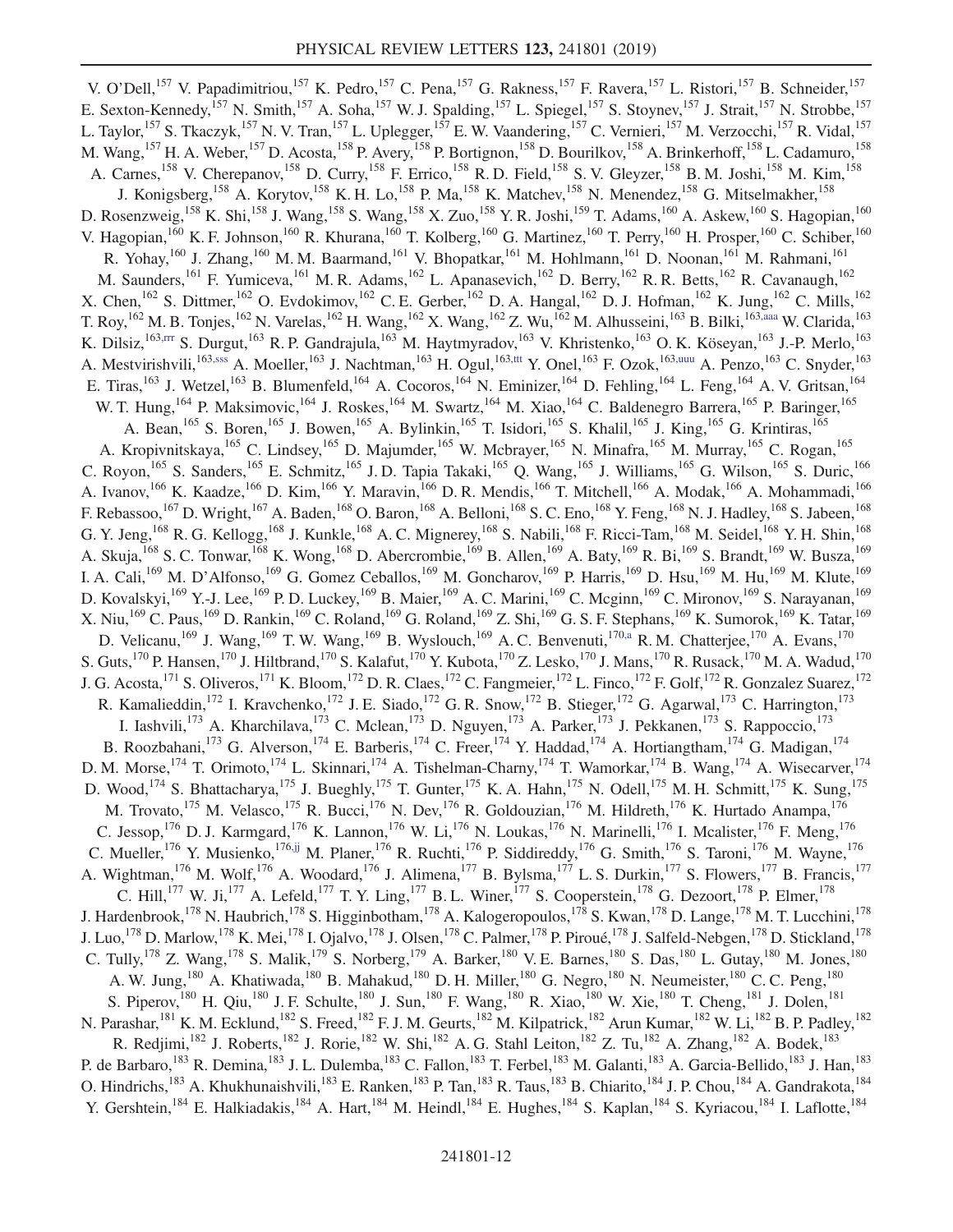V. O'Dell,[157] V. Papadimitriou,[157] K. Pedro,[157] C. Pena,[157] G. Rakness,[157] F. Ravera,[157] L. Ristori,[157] B. Schneider,[157] E. Sexton-Kennedy,[157] N. Smith,[157] A. Soha,[157] W. J. Spalding,[157] L. Spiegel,[157] S. Stoynev,[157] J. Strait,[157] N. Strobbe,[157] L. Taylor,[157] S. Tkaczyk,[157] N. V. Tran,[157] L. Uplegger,[157] E. W. Vaandering,[157] C. Vernieri,[157] M. Verzocchi,[157] R. Vidal,[157] M. Wang,[157] H. A. Weber,[157] D. Acosta,[158] P. Avery,[158] P. Bortignon,[158] D. Bourilkov,[158] A. Brinkerhoff,[158] L. Cadamuro,[158] A. Carnes,[158] V. Cherepanov,[158] D. Curry,[158] F. Errico,[158] R. D. Field,[158] S. V. Gleyzer,[158] B. M. Joshi,[158] M. Kim,[158] J. Konigsberg,[158] A. Korytov,[158] K. H. Lo,[158] P. Ma,[158] K. Matchev,[158] N. Menendez,[158] G. Mitselmakher,[158] D. Rosenzweig,[158] K. Shi,[158] J. Wang,[158] S. Wang,[158] X. Zuo,[158] Y. R. Joshi,[159] T. Adams,[160] A. Askew,[160] S. Hagopian,[160] V. Hagopian,[160] K. F. Johnson,[160] R. Khurana,[160] T. Kolberg,[160] G. Martinez,[160] T. Perry,[160] H. Prosper,[160] C. Schiber,[160] R. Yohay,[160] J. Zhang,[160] M. M. Baarmand,[161] V. Bhopatkar,[161] M. Hohlmann,[161] D. Noonan,[161] M. Rahmani,[161] M. Saunders,[161] F. Yumiceva,[161] M. R. Adams,[162] L. Apanasevich,[162] D. Berry,[162] R. R. Betts,[162] R. Cavanaugh,[162] X. Chen,[162] S. Dittmer,[162] O. Evdokimov,[162] C. E. Gerber,[162] D. A. Hangal,[162] D. J. Hofman,[162] K. Jung,[162] C. Mills,[162] T. Roy,[162] M. B. Tonjes,[162] N. Varelas,[162] H. Wang,[162] X. Wang,[162] Z. Wu,[162] M. Alhusseini,[163] B. Bilki,[163,aaa] W. Clarida,[163] K. Dilsiz,[163,rrr] S. Durgut,[163] R. P. Gandrajula,[163] M. Haytmyradov,[163] V. Khristenko,[163] O. K. Köseyan,[163] J.-P. Merlo,[163] A. Mestvirishvili,[163,sss] A. Moeller,[163] J. Nachtman,[163] H. Ogul,[163,ttt] Y. Onel,[163] F. Ozok,[163,uuu] A. Penzo,[163] C. Snyder,[163] E. Tiras,[163] J. Wetzel,[163] B. Blumenfeld,[164] A. Cocoros,[164] N. Eminizer,[164] D. Fehling,[164] L. Feng,[164] A. V. Gritsan,[164] W. T. Hung,[164] P. Maksimovic,[164] J. Roskes,[164] M. Swartz,[164] M. Xiao,[164] C. Baldenegro Barrera,[165] P. Baringer,[165] A. Bean,[165] S. Boren,[165] J. Bowen,[165] A. Bylinkin,[165] T. Isidori,[165] S. Khalil,[165] J. King,[165] G. Krintiras,[165] A. Kropivnitskaya,[165] C. Lindsey,[165] D. Majumder,[165] W. Mcbrayer,[165] N. Minafra,[165] M. Murray,[165] C. Rogan,[165] C. Royon,[165] S. Sanders,[165] E. Schmitz,[165] J. D. Tapia Takaki,[165] Q. Wang,[165] J. Williams,[165] G. Wilson,[165] S. Duric,[166] A. Ivanov,[166] K. Kaadze,[166] D. Kim,[166] Y. Maravin,[166] D. R. Mendis,[166] T. Mitchell,[166] A. Modak,[166] A. Mohammadi,[166] F. Rebassoo,[167] D. Wright,[167] A. Baden,[168] O. Baron,[168] A. Belloni,[168] S. C. Eno,[168] Y. Feng,[168] N. J. Hadley,[168] S. Jabeen,[168] G. Y. Jeng,[168] R. G. Kellogg,[168] J. Kunkle,[168] A. C. Mignerey,[168] S. Nabili,[168] F. Ricci-Tam,[168] M. Seidel,[168] Y. H. Shin,[168] A. Skuja,[168] S. C. Tonwar,[168] K. Wong,[168] D. Abercrombie,[169] B. Allen,[169] A. Baty,[169] R. Bi,[169] S. Brandt,[169] W. Busza,[169] I. A. Cali,[169] M. D'Alfonso,[169] G. Gomez Ceballos,[169] M. Goncharov,[169] P. Harris,[169] D. Hsu,[169] M. Hu,[169] M. Klute,[169] D. Kovalskyi,[169] Y.-J. Lee,[169] P. D. Luckey,[169] B. Maier,[169] A. C. Marini,[169] C. Mcginn,[169] C. Mironov,[169] S. Narayanan,[169] X. Niu,[169] C. Paus,[169] D. Rankin,[169] C. Roland,[169] G. Roland,[169] Z. Shi,[169] G. S. F. Stephans,[169] K. Sumorok,[169] K. Tatar,[169] D. Velicanu,[169] J. Wang,[169] T. W. Wang,[169] B. Wyslouch,[169] A. C. Benvenuti,[170,a] R. M. Chatterjee,[170] A. Evans,[170] S. Guts,[170] P. Hansen,[170] J. Hiltbrand,[170] S. Kalafut,[170] Y. Kubota,[170] Z. Lesko,[170] J. Mans,[170] R. Rusack,[170] M. A. Wadud,[170] J. G. Acosta,[171] S. Oliveros,[171] K. Bloom,[172] D. R. Claes,[172] C. Fangmeier,[172] L. Finco,[172] F. Golf,[172] R. Gonzalez Suarez,[172] R. Kamalieddin,[172] I. Kravchenko,[172] J. E. Siado,[172] G. R. Snow,[172] B. Stieger,[172] G. Agarwal,[173] C. Harrington,[173] I. Iashvili,[173] A. Kharchilava,[173] C. Mclean,[173] D. Nguyen,[173] A. Parker,[173] J. Pekkanen,[173] S. Rappoccio,[173] B. Roozbahani,[173] G. Alverson,[174] E. Barberis,[174] C. Freer,[174] Y. Haddad,[174] A. Hortiangtham,[174] G. Madigan,[174] D. M. Morse,[174] T. Orimoto,[174] L. Skinnari,[174] A. Tishelman-Charny,[174] T. Wamorkar,[174] B. Wang,[174] A. Wisecarver,[174] D. Wood,[174] S. Bhattacharya,[175] J. Bueghly,[175] T. Gunter,[175] K. A. Hahn,[175] N. Odell,[175] M. H. Schmitt,[175] K. Sung,[175] M. Trovato,[175] M. Velasco,[175] R. Bucci,[176] N. Dev,[176] R. Goldouzian,[176] M. Hildreth,[176] K. Hurtado Anampa,[176] C. Jessop,[176] D. J. Karmgard,[176] K. Lannon,[176] W. Li,[176] N. Loukas,[176] N. Marinelli,[176] I. Mcalister,[176] F. Meng,[176] C. Mueller,[176] Y. Musienko,[176,jj] M. Planer,[176] R. Ruchti,[176] P. Siddireddy,[176] G. Smith,[176] S. Taroni,[176] M. Wayne,[176] A. Wightman,[176] M. Wolf,[176] A. Woodard,[176] J. Alimena,[177] B. Bylsma,[177] L. S. Durkin,[177] S. Flowers,[177] B. Francis,[177] C. Hill,[177] W. Ji,[177] A. Lefeld,[177] T. Y. Ling,[177] B. L. Winer,[177] S. Cooperstein,[178] G. Dezoort,[178] P. Elmer,[178] J. Hardenbrook,[178] N. Haubrich,[178] S. Higginbotham,[178] A. Kalogeropoulos,[178] S. Kwan,[178] D. Lange,[178] M. T. Lucchini,[178] J. Luo,[178] D. Marlow,[178] K. Mei,[178] I. Ojalvo,[178] J. Olsen,[178] C. Palmer,[178] P. Piroué,[178] J. Salfeld-Nebgen,[178] D. Stickland,[178] C. Tully,[178] Z. Wang,[178] S. Malik,[179] S. Norberg,[179] A. Barker,[180] V. E. Barnes,[180] S. Das,[180] L. Gutay,[180] M. Jones,[180] A. W. Jung,[180] A. Khatiwada,[180] B. Mahakud,[180] D. H. Miller,[180] G. Negro,[180] N. Neumeister,[180] C. C. Peng,[180] S. Piperov,[180] H. Qiu,[180] J. F. Schulte,[180] J. Sun,[180] F. Wang,[180] R. Xiao,[180] W. Xie,[180] T. Cheng,[181] J. Dolen,[181] N. Parashar,[181] K. M. Ecklund,[182] S. Freed,[182] F. J. M. Geurts,[182] M. Kilpatrick,[182] Arun Kumar,[182] W. Li,[182] B. P. Padley,[182] R. Redjimi,[182] J. Roberts,[182] J. Rorie,[182] W. Shi,[182] A. G. Stahl Leiton,[182] Z. Tu,[182] A. Zhang,[182] A. Bodek,[183] P. de Barbaro,[183] R. Demina,[183] J. L. Dulemba,[183] C. Fallon,[183] T. Ferbel,[183] M. Galanti,[183] A. Garcia-Bellido,[183] J. Han,[183] O. Hindrichs,[183] A. Khukhunaishvili,[183] E. Ranken,[183] P. Tan,[183] R. Taus,[183] B. Chiarito,[184] J. P. Chou,[184] A. Gandrakota,[184] Y. Gershtein,[184] E. Halkiadakis,[184] A. Hart,[184] M. Heindl,[184] E. Hughes,[184] S. Kaplan,[184] S. Kyriacou,[184] I. Laflotte,[184]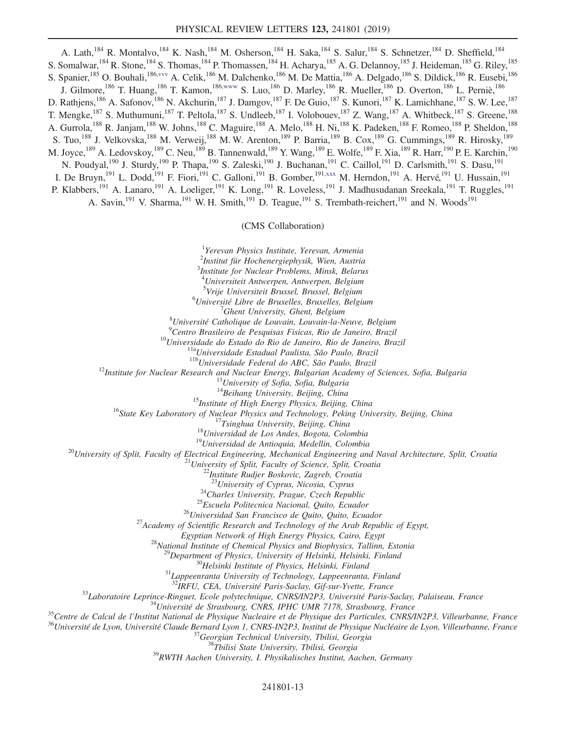A. Lath,[184] R. Montalvo,[184] K. Nash,[184] M. Osherson,[184] H. Saka,[184] S. Salur,[184] S. Schnetzer,[184] D. Sheffield,[184] S. Somalwar,[184] R. Stone,[184] S. Thomas,[184] P. Thomassen,[184] H. Acharya,[185] A. G. Delannoy,[185] J. Heideman,[185] G. Riley,[185] S. Spanier,[185] O. Bouhali,[186,vvv] A. Celik,[186] M. Dalchenko,[186] M. De Mattia,[186] A. Delgado,[186] S. Dildick,[186] R. Eusebi,[186] J. Gilmore,[186] T. Huang,[186] T. Kamon,[186,www] S. Luo,[186] D. Marley,[186] R. Mueller,[186] D. Overton,[186] L. Perniè,[186] D. Rathjens,[186] A. Safonov,[186] N. Akchurin,[187] J. Damgov,[187] F. De Guio,[187] S. Kunori,[187] K. Lamichhane,[187] S. W. Lee,[187] T. Mengke,[187] S. Muthumuni,[187] T. Peltola,[187] S. Undleeb,[187] I. Volobouev,[187] Z. Wang,[187] A. Whitbeck,[187] S. Greene,[188] A. Gurrola,[188] R. Janjam,[188] W. Johns,[188] C. Maguire,[188] A. Melo,[188] H. Ni,[188] K. Padeken,[188] F. Romeo,[188] P. Sheldon,[188] S. Tuo,[188] J. Velkovska,[188] M. Verweij,[188] M. W. Arenton,[189] P. Barria,[189] B. Cox,[189] G. Cummings,[189] R. Hirosky,[189] M. Joyce,[189] A. Ledovskoy,[189] C. Neu,[189] B. Tannenwald,[189] Y. Wang,[189] E. Wolfe,[189] F. Xia,[189] R. Harr,[190] P. E. Karchin,[190] N. Poudyal,[190] J. Sturdy,[190] P. Thapa,[190] S. Zaleski,[190] J. Buchanan,[191] C. Caillol,[191] D. Carlsmith,[191] S. Dasu,[191] I. De Bruyn,[191] L. Dodd,[191] F. Fiori,[191] C. Galloni,[191] B. Gomber,[191,xxx] M. Herndon,[191] A. Hervé,[191] U. Hussain,[191] P. Klabbers,[191] A. Lanaro,[191] A. Loeliger,[191] K. Long,[191] R. Loveless,[191] J. Madhusudanan Sreekala,[191] T. Ruggles,[191] A. Savin,[191] V. Sharma,[191] W. H. Smith,[191] D. Teague,[191] S. Trembath-reichert,[191] and N. Woods[191]

(CMS Collaboration)

[1] *Yerevan Physics Institute, Yerevan, Armenia*
[2] *Institut für Hochenergiephysik, Wien, Austria*
[3] *Institute for Nuclear Problems, Minsk, Belarus*
[4] *Universiteit Antwerpen, Antwerpen, Belgium*
[5] *Vrije Universiteit Brussel, Brussel, Belgium*
[6] *Université Libre de Bruxelles, Bruxelles, Belgium*
[7] *Ghent University, Ghent, Belgium*
[8] *Université Catholique de Louvain, Louvain-la-Neuve, Belgium*
[9] *Centro Brasileiro de Pesquisas Fisicas, Rio de Janeiro, Brazil*
[10] *Universidade do Estado do Rio de Janeiro, Rio de Janeiro, Brazil*
[11a] *Universidade Estadual Paulista, São Paulo, Brazil*
[11b] *Universidade Federal do ABC, São Paulo, Brazil*
[12] *Institute for Nuclear Research and Nuclear Energy, Bulgarian Academy of Sciences, Sofia, Bulgaria*
[13] *University of Sofia, Sofia, Bulgaria*
[14] *Beihang University, Beijing, China*
[15] *Institute of High Energy Physics, Beijing, China*
[16] *State Key Laboratory of Nuclear Physics and Technology, Peking University, Beijing, China*
[17] *Tsinghua University, Beijing, China*
[18] *Universidad de Los Andes, Bogota, Colombia*
[19] *Universidad de Antioquia, Medellin, Colombia*
[20] *University of Split, Faculty of Electrical Engineering, Mechanical Engineering and Naval Architecture, Split, Croatia*
[21] *University of Split, Faculty of Science, Split, Croatia*
[22] *Institute Rudjer Boskovic, Zagreb, Croatia*
[23] *University of Cyprus, Nicosia, Cyprus*
[24] *Charles University, Prague, Czech Republic*
[25] *Escuela Politecnica Nacional, Quito, Ecuador*
[26] *Universidad San Francisco de Quito, Quito, Ecuador*
[27] *Academy of Scientific Research and Technology of the Arab Republic of Egypt, Egyptian Network of High Energy Physics, Cairo, Egypt*
[28] *National Institute of Chemical Physics and Biophysics, Tallinn, Estonia*
[29] *Department of Physics, University of Helsinki, Helsinki, Finland*
[30] *Helsinki Institute of Physics, Helsinki, Finland*
[31] *Lappeenranta University of Technology, Lappeenranta, Finland*
[32] *IRFU, CEA, Université Paris-Saclay, Gif-sur-Yvette, France*
[33] *Laboratoire Leprince-Ringuet, Ecole polytechnique, CNRS/IN2P3, Université Paris-Saclay, Palaiseau, France*
[34] *Université de Strasbourg, CNRS, IPHC UMR 7178, Strasbourg, France*
[35] *Centre de Calcul de l'Institut National de Physique Nucleaire et de Physique des Particules, CNRS/IN2P3, Villeurbanne, France*
[36] *Université de Lyon, Université Claude Bernard Lyon 1, CNRS-IN2P3, Institut de Physique Nucléaire de Lyon, Villeurbanne, France*
[37] *Georgian Technical University, Tbilisi, Georgia*
[38] *Tbilisi State University, Tbilisi, Georgia*
[39] *RWTH Aachen University, I. Physikalisches Institut, Aachen, Germany*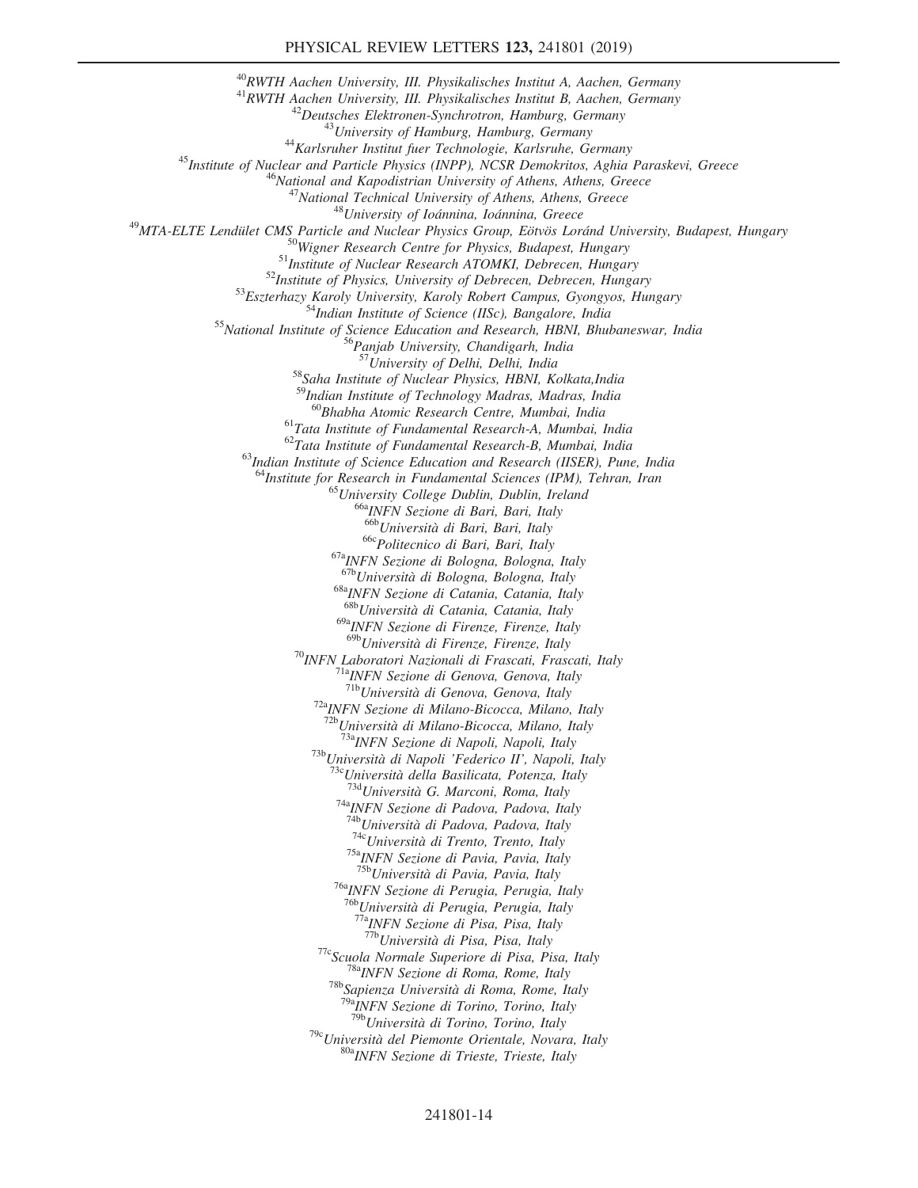[40]RWTH Aachen University, III. Physikalisches Institut A, Aachen, Germany

[41]RWTH Aachen University, III. Physikalisches Institut B, Aachen, Germany

[42]Deutsches Elektronen-Synchrotron, Hamburg, Germany

[43]University of Hamburg, Hamburg, Germany

[44]Karlsruher Institut fuer Technologie, Karlsruhe, Germany

[45]Institute of Nuclear and Particle Physics (INPP), NCSR Demokritos, Aghia Paraskevi, Greece

[46]National and Kapodistrian University of Athens, Athens, Greece

[47]National Technical University of Athens, Athens, Greece

[48]University of Ioánnina, Ioánnina, Greece

[49]MTA-ELTE Lendület CMS Particle and Nuclear Physics Group, Eötvös Loránd University, Budapest, Hungary

[50]Wigner Research Centre for Physics, Budapest, Hungary

[51]Institute of Nuclear Research ATOMKI, Debrecen, Hungary

[52]Institute of Physics, University of Debrecen, Debrecen, Hungary

[53]Eszterhazy Karoly University, Karoly Robert Campus, Gyongyos, Hungary

[54]Indian Institute of Science (IISc), Bangalore, India

[55]National Institute of Science Education and Research, HBNI, Bhubaneswar, India

[56]Panjab University, Chandigarh, India

[57]University of Delhi, Delhi, India

[58]Saha Institute of Nuclear Physics, HBNI, Kolkata,India

[59]Indian Institute of Technology Madras, Madras, India

[60]Bhabha Atomic Research Centre, Mumbai, India

[61]Tata Institute of Fundamental Research-A, Mumbai, India

[62]Tata Institute of Fundamental Research-B, Mumbai, India

[63]Indian Institute of Science Education and Research (IISER), Pune, India

[64]Institute for Research in Fundamental Sciences (IPM), Tehran, Iran

[65]University College Dublin, Dublin, Ireland

[66a]INFN Sezione di Bari, Bari, Italy

[66b]Università di Bari, Bari, Italy

[66c]Politecnico di Bari, Bari, Italy

[67a]INFN Sezione di Bologna, Bologna, Italy

[67b]Università di Bologna, Bologna, Italy

[68a]INFN Sezione di Catania, Catania, Italy

[68b]Università di Catania, Catania, Italy

[69a]INFN Sezione di Firenze, Firenze, Italy

[69b]Università di Firenze, Firenze, Italy

[70]INFN Laboratori Nazionali di Frascati, Frascati, Italy

[71a]INFN Sezione di Genova, Genova, Italy

[71b]Università di Genova, Genova, Italy

[72a]INFN Sezione di Milano-Bicocca, Milano, Italy

[72b]Università di Milano-Bicocca, Milano, Italy

[73a]INFN Sezione di Napoli, Napoli, Italy

[73b]Università di Napoli 'Federico II', Napoli, Italy

[73c]Università della Basilicata, Potenza, Italy

[73d]Università G. Marconi, Roma, Italy

[74a]INFN Sezione di Padova, Padova, Italy

[74b]Università di Padova, Padova, Italy

[74c]Università di Trento, Trento, Italy

[75a]INFN Sezione di Pavia, Pavia, Italy

[75b]Università di Pavia, Pavia, Italy

[76a]INFN Sezione di Perugia, Perugia, Italy

[76b]Università di Perugia, Perugia, Italy

[77a]INFN Sezione di Pisa, Pisa, Italy

[77b]Università di Pisa, Pisa, Italy

[77c]Scuola Normale Superiore di Pisa, Pisa, Italy

[78a]INFN Sezione di Roma, Rome, Italy

[78b]Sapienza Università di Roma, Rome, Italy

[79a]INFN Sezione di Torino, Torino, Italy

[79b]Università di Torino, Torino, Italy

[79c]Università del Piemonte Orientale, Novara, Italy

[80a]INFN Sezione di Trieste, Trieste, Italy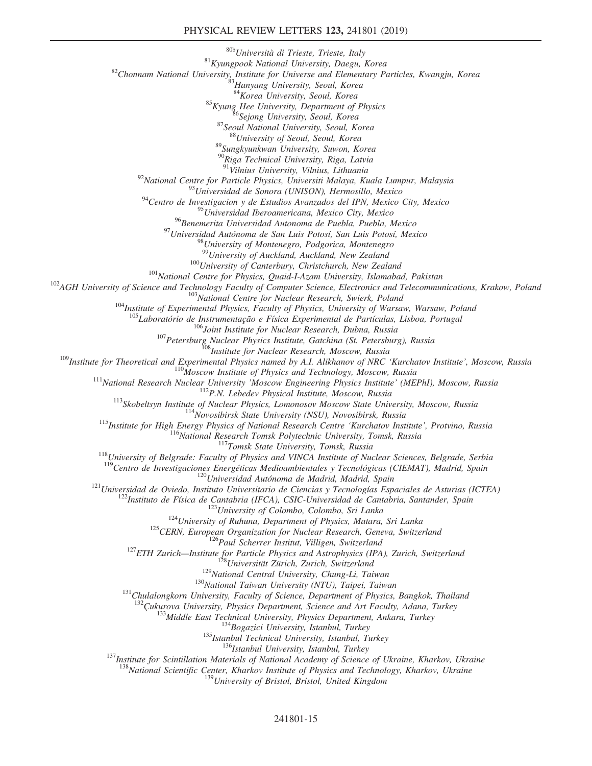[80b]*Università di Trieste, Trieste, Italy*
[81]*Kyungpook National University, Daegu, Korea*
[82]*Chonnam National University, Institute for Universe and Elementary Particles, Kwangju, Korea*
[83]*Hanyang University, Seoul, Korea*
[84]*Korea University, Seoul, Korea*
[85]*Kyung Hee University, Department of Physics*
[86]*Sejong University, Seoul, Korea*
[87]*Seoul National University, Seoul, Korea*
[88]*University of Seoul, Seoul, Korea*
[89]*Sungkyunkwan University, Suwon, Korea*
[90]*Riga Technical University, Riga, Latvia*
[91]*Vilnius University, Vilnius, Lithuania*
[92]*National Centre for Particle Physics, Universiti Malaya, Kuala Lumpur, Malaysia*
[93]*Universidad de Sonora (UNISON), Hermosillo, Mexico*
[94]*Centro de Investigacion y de Estudios Avanzados del IPN, Mexico City, Mexico*
[95]*Universidad Iberoamericana, Mexico City, Mexico*
[96]*Benemerita Universidad Autonoma de Puebla, Puebla, Mexico*
[97]*Universidad Autónoma de San Luis Potosí, San Luis Potosí, Mexico*
[98]*University of Montenegro, Podgorica, Montenegro*
[99]*University of Auckland, Auckland, New Zealand*
[100]*University of Canterbury, Christchurch, New Zealand*
[101]*National Centre for Physics, Quaid-I-Azam University, Islamabad, Pakistan*
[102]*AGH University of Science and Technology Faculty of Computer Science, Electronics and Telecommunications, Krakow, Poland*
[103]*National Centre for Nuclear Research, Swierk, Poland*
[104]*Institute of Experimental Physics, Faculty of Physics, University of Warsaw, Warsaw, Poland*
[105]*Laboratório de Instrumentação e Física Experimental de Partículas, Lisboa, Portugal*
[106]*Joint Institute for Nuclear Research, Dubna, Russia*
[107]*Petersburg Nuclear Physics Institute, Gatchina (St. Petersburg), Russia*
[108]*Institute for Nuclear Research, Moscow, Russia*
[109]*Institute for Theoretical and Experimental Physics named by A.I. Alikhanov of NRC 'Kurchatov Institute', Moscow, Russia*
[110]*Moscow Institute of Physics and Technology, Moscow, Russia*
[111]*National Research Nuclear University 'Moscow Engineering Physics Institute' (MEPhI), Moscow, Russia*
[112]*P.N. Lebedev Physical Institute, Moscow, Russia*
[113]*Skobeltsyn Institute of Nuclear Physics, Lomonosov Moscow State University, Moscow, Russia*
[114]*Novosibirsk State University (NSU), Novosibirsk, Russia*
[115]*Institute for High Energy Physics of National Research Centre 'Kurchatov Institute', Protvino, Russia*
[116]*National Research Tomsk Polytechnic University, Tomsk, Russia*
[117]*Tomsk State University, Tomsk, Russia*
[118]*University of Belgrade: Faculty of Physics and VINCA Institute of Nuclear Sciences, Belgrade, Serbia*
[119]*Centro de Investigaciones Energéticas Medioambientales y Tecnológicas (CIEMAT), Madrid, Spain*
[120]*Universidad Autónoma de Madrid, Madrid, Spain*
[121]*Universidad de Oviedo, Instituto Universitario de Ciencias y Tecnologías Espaciales de Asturias (ICTEA)*
[122]*Instituto de Física de Cantabria (IFCA), CSIC-Universidad de Cantabria, Santander, Spain*
[123]*University of Colombo, Colombo, Sri Lanka*
[124]*University of Ruhuna, Department of Physics, Matara, Sri Lanka*
[125]*CERN, European Organization for Nuclear Research, Geneva, Switzerland*
[126]*Paul Scherrer Institut, Villigen, Switzerland*
[127]*ETH Zurich—Institute for Particle Physics and Astrophysics (IPA), Zurich, Switzerland*
[128]*Universität Zürich, Zurich, Switzerland*
[129]*National Central University, Chung-Li, Taiwan*
[130]*National Taiwan University (NTU), Taipei, Taiwan*
[131]*Chulalongkorn University, Faculty of Science, Department of Physics, Bangkok, Thailand*
[132]*Çukurova University, Physics Department, Science and Art Faculty, Adana, Turkey*
[133]*Middle East Technical University, Physics Department, Ankara, Turkey*
[134]*Bogazici University, Istanbul, Turkey*
[135]*Istanbul Technical University, Istanbul, Turkey*
[136]*Istanbul University, Istanbul, Turkey*
[137]*Institute for Scintillation Materials of National Academy of Science of Ukraine, Kharkov, Ukraine*
[138]*National Scientific Center, Kharkov Institute of Physics and Technology, Kharkov, Ukraine*
[139]*University of Bristol, Bristol, United Kingdom*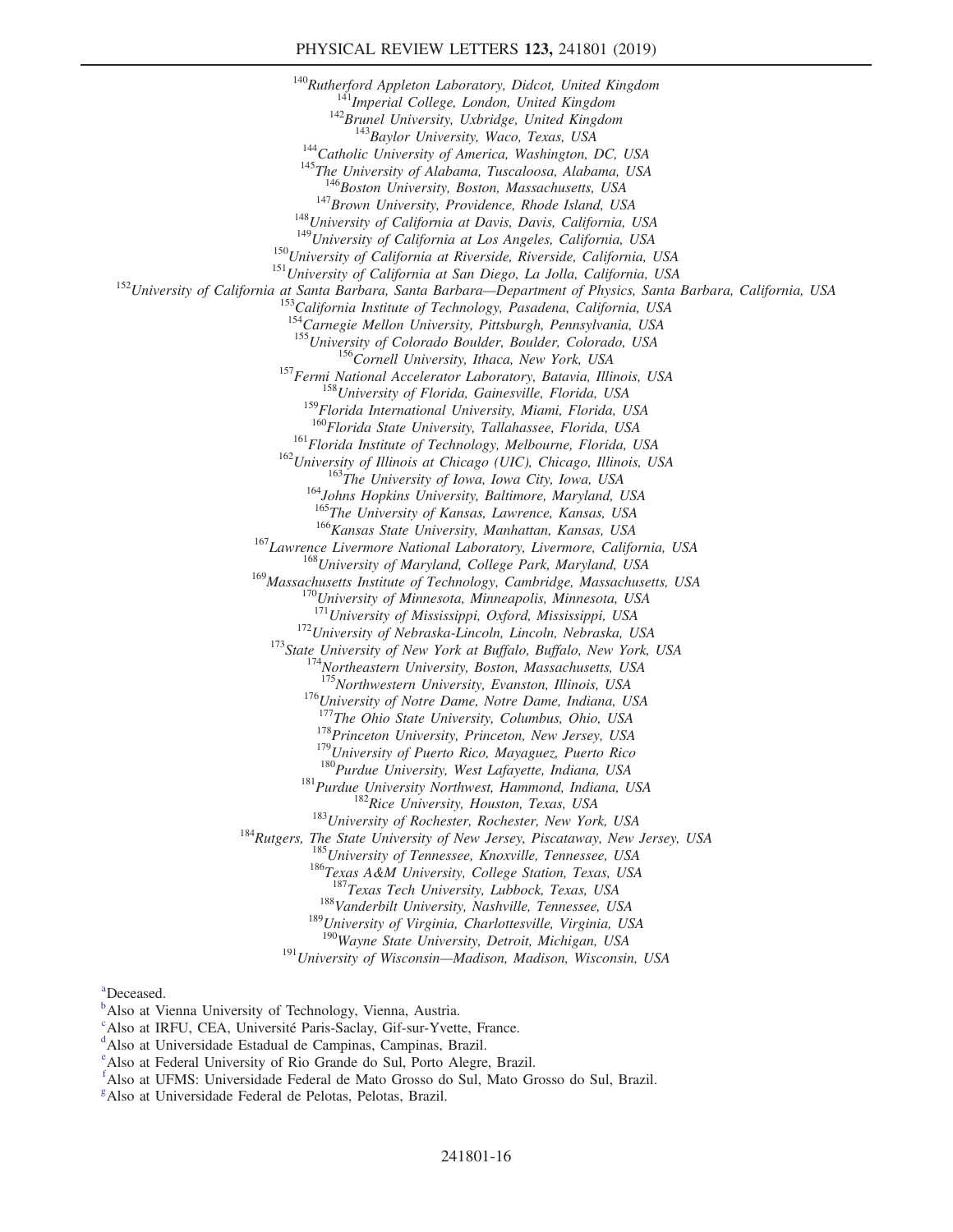[140]*Rutherford Appleton Laboratory, Didcot, United Kingdom*
[141]*Imperial College, London, United Kingdom*
[142]*Brunel University, Uxbridge, United Kingdom*
[143]*Baylor University, Waco, Texas, USA*
[144]*Catholic University of America, Washington, DC, USA*
[145]*The University of Alabama, Tuscaloosa, Alabama, USA*
[146]*Boston University, Boston, Massachusetts, USA*
[147]*Brown University, Providence, Rhode Island, USA*
[148]*University of California at Davis, Davis, California, USA*
[149]*University of California at Los Angeles, California, USA*
[150]*University of California at Riverside, Riverside, California, USA*
[151]*University of California at San Diego, La Jolla, California, USA*
[152]*University of California at Santa Barbara, Santa Barbara—Department of Physics, Santa Barbara, California, USA*
[153]*California Institute of Technology, Pasadena, California, USA*
[154]*Carnegie Mellon University, Pittsburgh, Pennsylvania, USA*
[155]*University of Colorado Boulder, Boulder, Colorado, USA*
[156]*Cornell University, Ithaca, New York, USA*
[157]*Fermi National Accelerator Laboratory, Batavia, Illinois, USA*
[158]*University of Florida, Gainesville, Florida, USA*
[159]*Florida International University, Miami, Florida, USA*
[160]*Florida State University, Tallahassee, Florida, USA*
[161]*Florida Institute of Technology, Melbourne, Florida, USA*
[162]*University of Illinois at Chicago (UIC), Chicago, Illinois, USA*
[163]*The University of Iowa, Iowa City, Iowa, USA*
[164]*Johns Hopkins University, Baltimore, Maryland, USA*
[165]*The University of Kansas, Lawrence, Kansas, USA*
[166]*Kansas State University, Manhattan, Kansas, USA*
[167]*Lawrence Livermore National Laboratory, Livermore, California, USA*
[168]*University of Maryland, College Park, Maryland, USA*
[169]*Massachusetts Institute of Technology, Cambridge, Massachusetts, USA*
[170]*University of Minnesota, Minneapolis, Minnesota, USA*
[171]*University of Mississippi, Oxford, Mississippi, USA*
[172]*University of Nebraska-Lincoln, Lincoln, Nebraska, USA*
[173]*State University of New York at Buffalo, Buffalo, New York, USA*
[174]*Northeastern University, Boston, Massachusetts, USA*
[175]*Northwestern University, Evanston, Illinois, USA*
[176]*University of Notre Dame, Notre Dame, Indiana, USA*
[177]*The Ohio State University, Columbus, Ohio, USA*
[178]*Princeton University, Princeton, New Jersey, USA*
[179]*University of Puerto Rico, Mayaguez, Puerto Rico*
[180]*Purdue University, West Lafayette, Indiana, USA*
[181]*Purdue University Northwest, Hammond, Indiana, USA*
[182]*Rice University, Houston, Texas, USA*
[183]*University of Rochester, Rochester, New York, USA*
[184]*Rutgers, The State University of New Jersey, Piscataway, New Jersey, USA*
[185]*University of Tennessee, Knoxville, Tennessee, USA*
[186]*Texas A&M University, College Station, Texas, USA*
[187]*Texas Tech University, Lubbock, Texas, USA*
[188]*Vanderbilt University, Nashville, Tennessee, USA*
[189]*University of Virginia, Charlottesville, Virginia, USA*
[190]*Wayne State University, Detroit, Michigan, USA*
[191]*University of Wisconsin—Madison, Madison, Wisconsin, USA*

[a]Deceased.
[b]Also at Vienna University of Technology, Vienna, Austria.
[c]Also at IRFU, CEA, Université Paris-Saclay, Gif-sur-Yvette, France.
[d]Also at Universidade Estadual de Campinas, Campinas, Brazil.
[e]Also at Federal University of Rio Grande do Sul, Porto Alegre, Brazil.
[f]Also at UFMS: Universidade Federal de Mato Grosso do Sul, Mato Grosso do Sul, Brazil.
[g]Also at Universidade Federal de Pelotas, Pelotas, Brazil.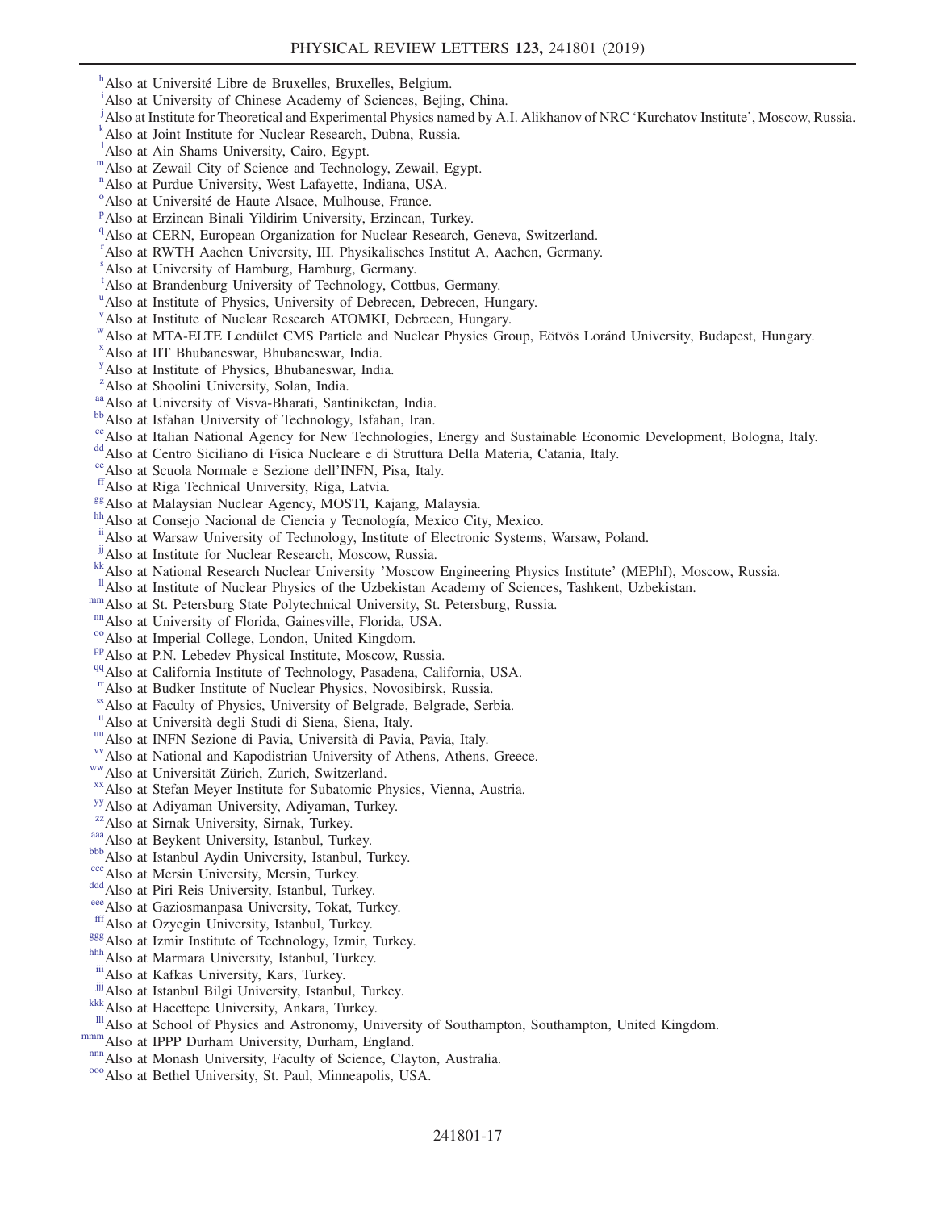[h]Also at Université Libre de Bruxelles, Bruxelles, Belgium.
[i]Also at University of Chinese Academy of Sciences, Bejing, China.
[j]Also at Institute for Theoretical and Experimental Physics named by A.I. Alikhanov of NRC 'Kurchatov Institute', Moscow, Russia.
[k]Also at Joint Institute for Nuclear Research, Dubna, Russia.
[l]Also at Ain Shams University, Cairo, Egypt.
[m]Also at Zewail City of Science and Technology, Zewail, Egypt.
[n]Also at Purdue University, West Lafayette, Indiana, USA.
[o]Also at Université de Haute Alsace, Mulhouse, France.
[p]Also at Erzincan Binali Yildirim University, Erzincan, Turkey.
[q]Also at CERN, European Organization for Nuclear Research, Geneva, Switzerland.
[r]Also at RWTH Aachen University, III. Physikalisches Institut A, Aachen, Germany.
[s]Also at University of Hamburg, Hamburg, Germany.
[t]Also at Brandenburg University of Technology, Cottbus, Germany.
[u]Also at Institute of Physics, University of Debrecen, Debrecen, Hungary.
[v]Also at Institute of Nuclear Research ATOMKI, Debrecen, Hungary.
[w]Also at MTA-ELTE Lendület CMS Particle and Nuclear Physics Group, Eötvös Loránd University, Budapest, Hungary.
[x]Also at IIT Bhubaneswar, Bhubaneswar, India.
[y]Also at Institute of Physics, Bhubaneswar, India.
[z]Also at Shoolini University, Solan, India.
[aa]Also at University of Visva-Bharati, Santiniketan, India.
[bb]Also at Isfahan University of Technology, Isfahan, Iran.
[cc]Also at Italian National Agency for New Technologies, Energy and Sustainable Economic Development, Bologna, Italy.
[dd]Also at Centro Siciliano di Fisica Nucleare e di Struttura Della Materia, Catania, Italy.
[ee]Also at Scuola Normale e Sezione dell'INFN, Pisa, Italy.
[ff]Also at Riga Technical University, Riga, Latvia.
[gg]Also at Malaysian Nuclear Agency, MOSTI, Kajang, Malaysia.
[hh]Also at Consejo Nacional de Ciencia y Tecnología, Mexico City, Mexico.
[ii]Also at Warsaw University of Technology, Institute of Electronic Systems, Warsaw, Poland.
[jj]Also at Institute for Nuclear Research, Moscow, Russia.
[kk]Also at National Research Nuclear University 'Moscow Engineering Physics Institute' (MEPhI), Moscow, Russia.
[ll]Also at Institute of Nuclear Physics of the Uzbekistan Academy of Sciences, Tashkent, Uzbekistan.
[mm]Also at St. Petersburg State Polytechnical University, St. Petersburg, Russia.
[nn]Also at University of Florida, Gainesville, Florida, USA.
[oo]Also at Imperial College, London, United Kingdom.
[pp]Also at P.N. Lebedev Physical Institute, Moscow, Russia.
[qq]Also at California Institute of Technology, Pasadena, California, USA.
[rr]Also at Budker Institute of Nuclear Physics, Novosibirsk, Russia.
[ss]Also at Faculty of Physics, University of Belgrade, Belgrade, Serbia.
[tt]Also at Università degli Studi di Siena, Siena, Italy.
[uu]Also at INFN Sezione di Pavia, Università di Pavia, Pavia, Italy.
[vv]Also at National and Kapodistrian University of Athens, Athens, Greece.
[ww]Also at Universität Zürich, Zurich, Switzerland.
[xx]Also at Stefan Meyer Institute for Subatomic Physics, Vienna, Austria.
[yy]Also at Adiyaman University, Adiyaman, Turkey.
[zz]Also at Sirnak University, Sirnak, Turkey.
[aaa]Also at Beykent University, Istanbul, Turkey.
[bbb]Also at Istanbul Aydin University, Istanbul, Turkey.
[ccc]Also at Mersin University, Mersin, Turkey.
[ddd]Also at Piri Reis University, Istanbul, Turkey.
[eee]Also at Gaziosmanpasa University, Tokat, Turkey.
[fff]Also at Ozyegin University, Istanbul, Turkey.
[ggg]Also at Izmir Institute of Technology, Izmir, Turkey.
[hhh]Also at Marmara University, Istanbul, Turkey.
[iii]Also at Kafkas University, Kars, Turkey.
[jjj]Also at Istanbul Bilgi University, Istanbul, Turkey.
[kkk]Also at Hacettepe University, Ankara, Turkey.
[lll]Also at School of Physics and Astronomy, University of Southampton, Southampton, United Kingdom.
[mmm]Also at IPPP Durham University, Durham, England.
[nnn]Also at Monash University, Faculty of Science, Clayton, Australia.
[ooo]Also at Bethel University, St. Paul, Minneapolis, USA.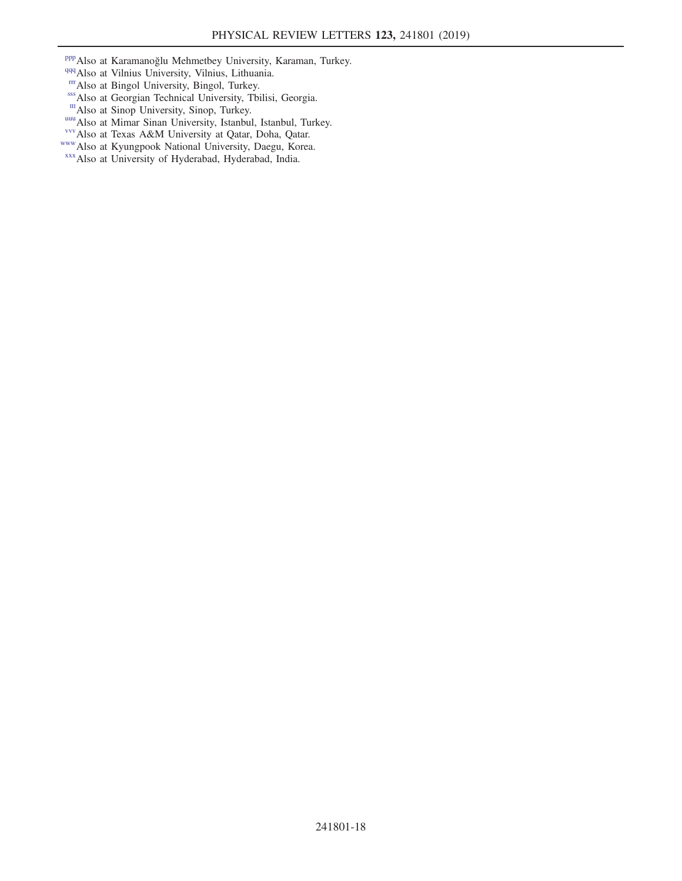[ppp]Also at Karamanoğlu Mehmetbey University, Karaman, Turkey.
[qqq]Also at Vilnius University, Vilnius, Lithuania.
[rrr]Also at Bingol University, Bingol, Turkey.
[sss]Also at Georgian Technical University, Tbilisi, Georgia.
[ttt]Also at Sinop University, Sinop, Turkey.
[uuu]Also at Mimar Sinan University, Istanbul, Istanbul, Turkey.
[vvv]Also at Texas A&M University at Qatar, Doha, Qatar.
[www]Also at Kyungpook National University, Daegu, Korea.
[xxx]Also at University of Hyderabad, Hyderabad, India.